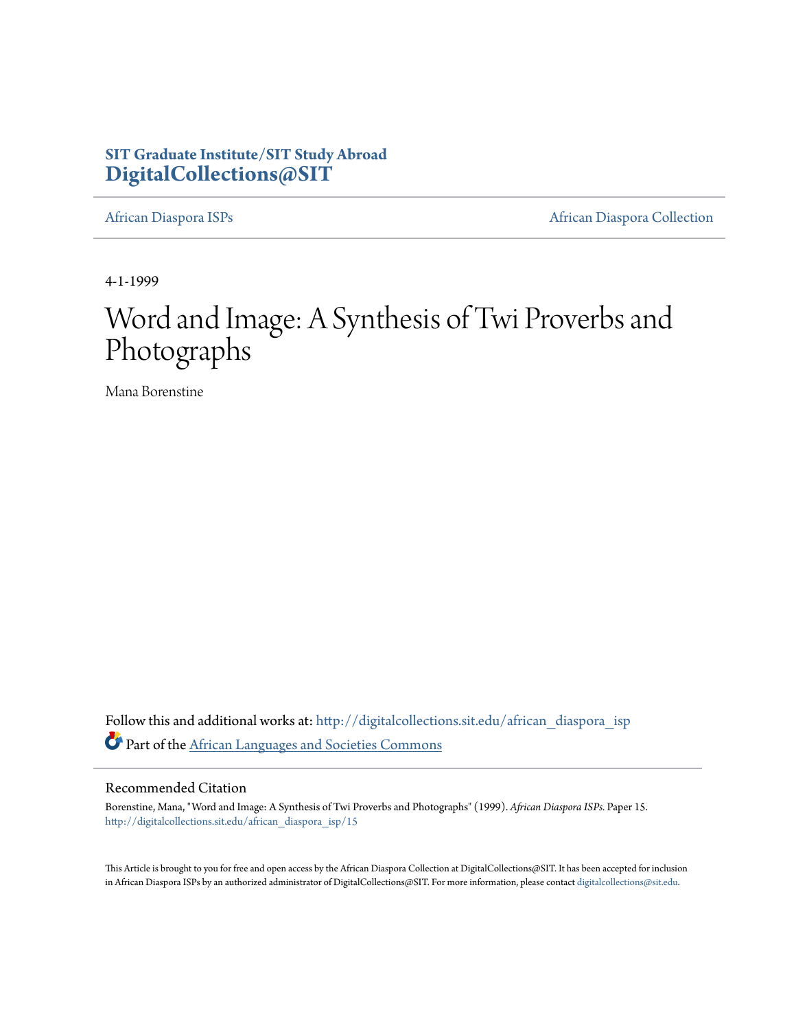**SIT Graduate Institute/SIT Study Abroad**
**DigitalCollections@SIT**

African Diaspora ISPs | African Diaspora Collection

4-1-1999

# Word and Image: A Synthesis of Twi Proverbs and Photographs

Mana Borenstine

Follow this and additional works at: http://digitalcollections.sit.edu/african_diaspora_isp

Part of the African Languages and Societies Commons

## Recommended Citation

Borenstine, Mana, "Word and Image: A Synthesis of Twi Proverbs and Photographs" (1999). *African Diaspora ISPs.* Paper 15.
http://digitalcollections.sit.edu/african_diaspora_isp/15

This Article is brought to you for free and open access by the African Diaspora Collection at DigitalCollections@SIT. It has been accepted for inclusion in African Diaspora ISPs by an authorized administrator of DigitalCollections@SIT. For more information, please contact digitalcollections@sit.edu.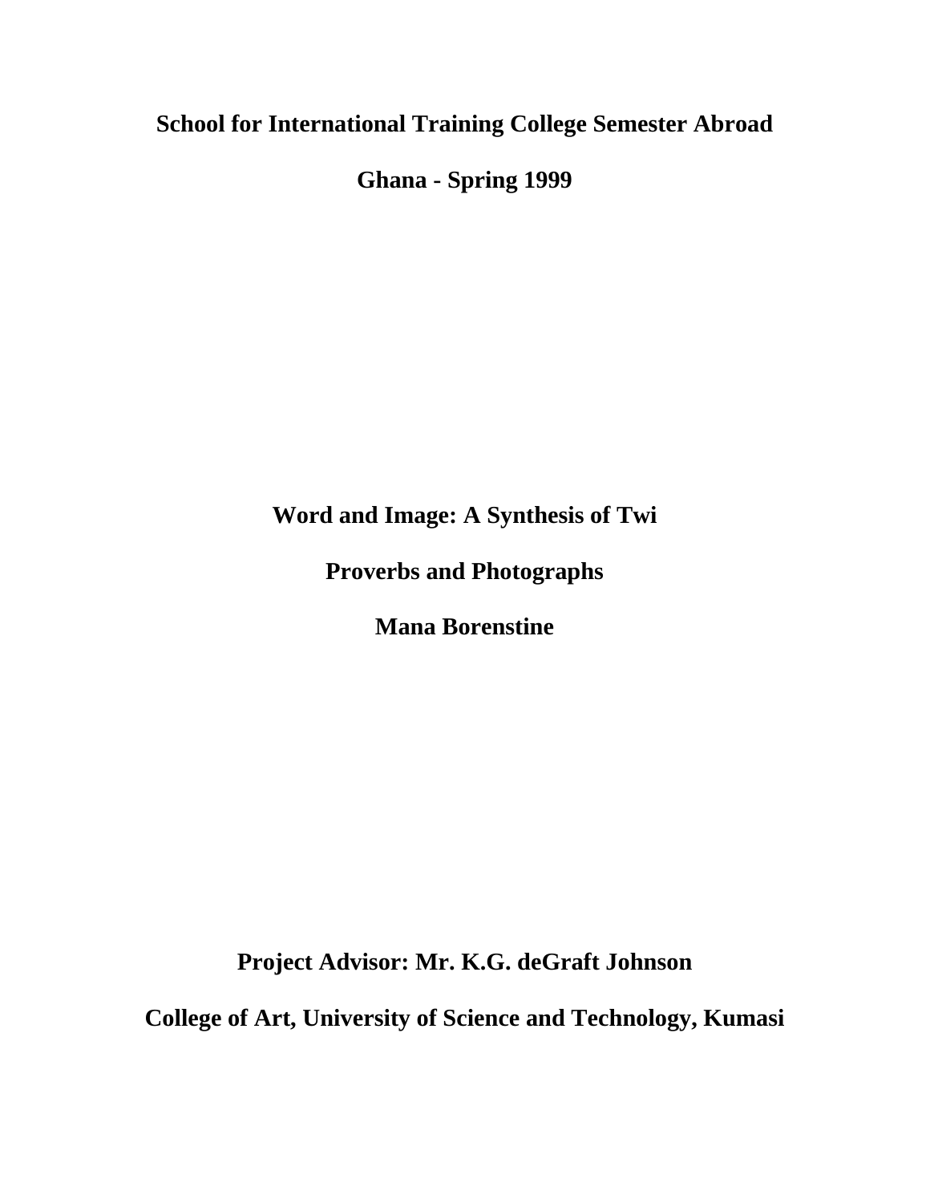**School for International Training College Semester Abroad**

**Ghana - Spring 1999**

# Word and Image: A Synthesis of Twi Proverbs and Photographs

**Mana Borenstine**

**Project Advisor: Mr. K.G. deGraft Johnson**

**College of Art, University of Science and Technology, Kumasi**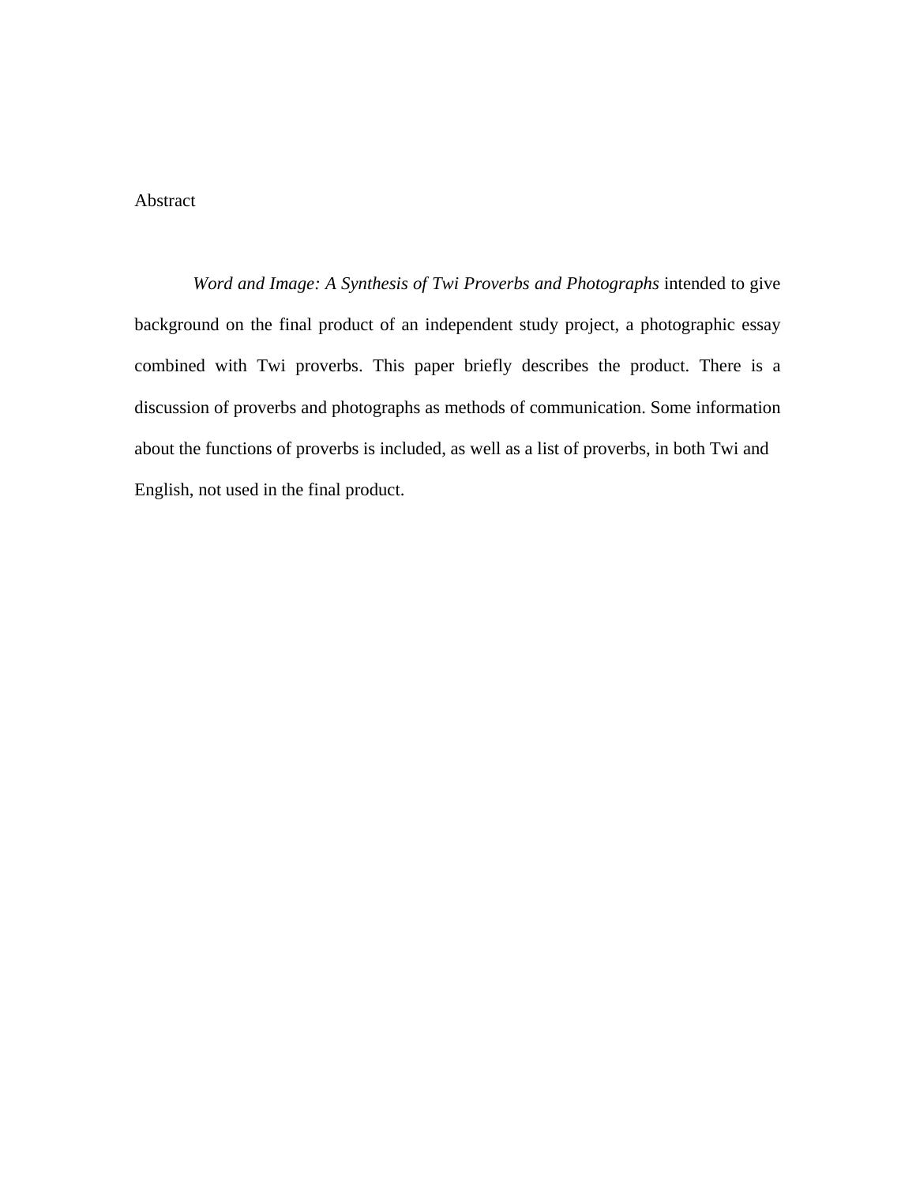# Abstract

*Word and Image: A Synthesis of Twi Proverbs and Photographs* intended to give background on the final product of an independent study project, a photographic essay combined with Twi proverbs. This paper briefly describes the product. There is a discussion of proverbs and photographs as methods of communication. Some information about the functions of proverbs is included, as well as a list of proverbs, in both Twi and English, not used in the final product.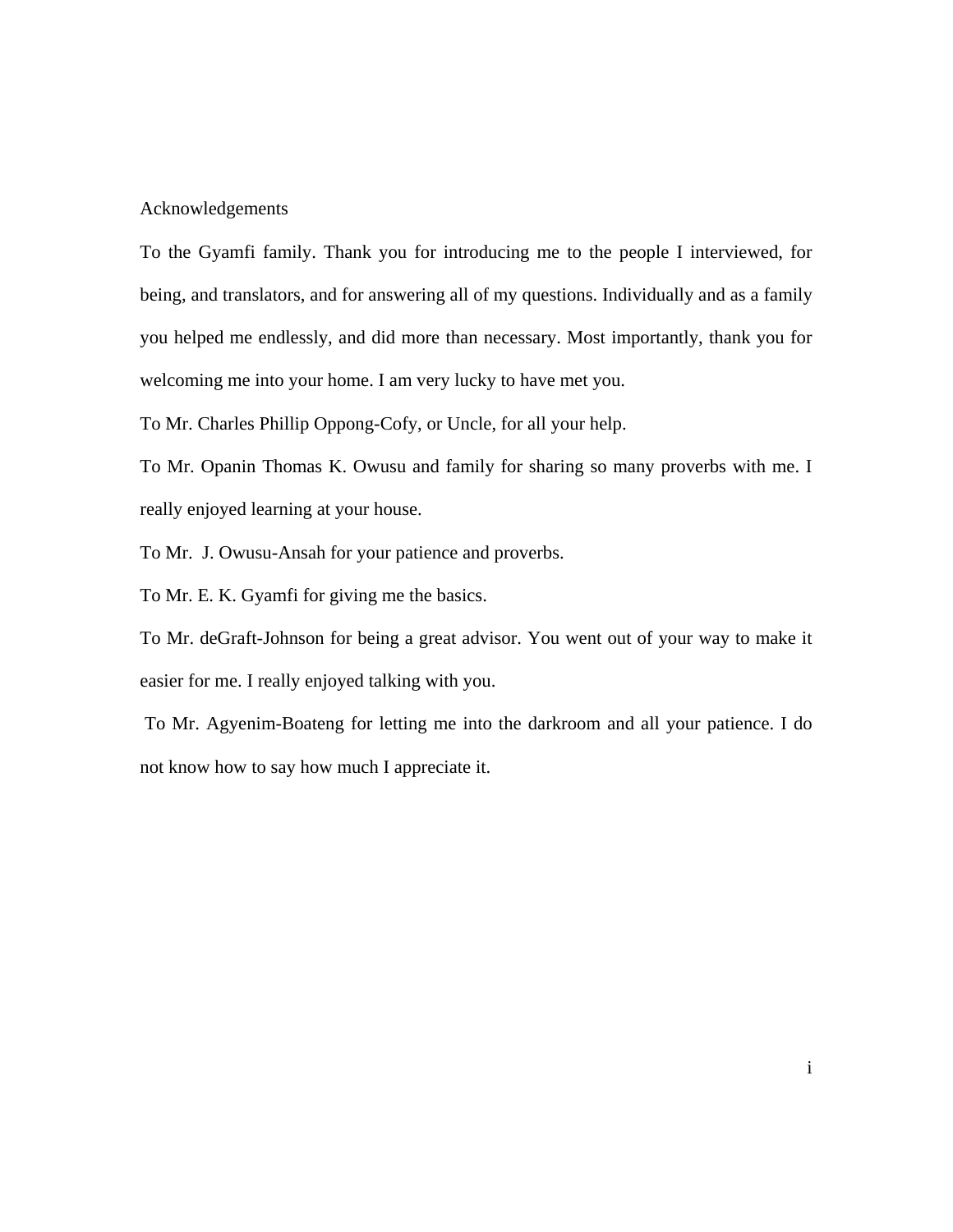# Acknowledgements

To the Gyamfi family. Thank you for introducing me to the people I interviewed, for being, and translators, and for answering all of my questions. Individually and as a family you helped me endlessly, and did more than necessary. Most importantly, thank you for welcoming me into your home. I am very lucky to have met you.

To Mr. Charles Phillip Oppong-Cofy, or Uncle, for all your help.

To Mr. Opanin Thomas K. Owusu and family for sharing so many proverbs with me. I really enjoyed learning at your house.

To Mr. J. Owusu-Ansah for your patience and proverbs.

To Mr. E. K. Gyamfi for giving me the basics.

To Mr. deGraft-Johnson for being a great advisor. You went out of your way to make it easier for me. I really enjoyed talking with you.

To Mr. Agyenim-Boateng for letting me into the darkroom and all your patience. I do not know how to say how much I appreciate it.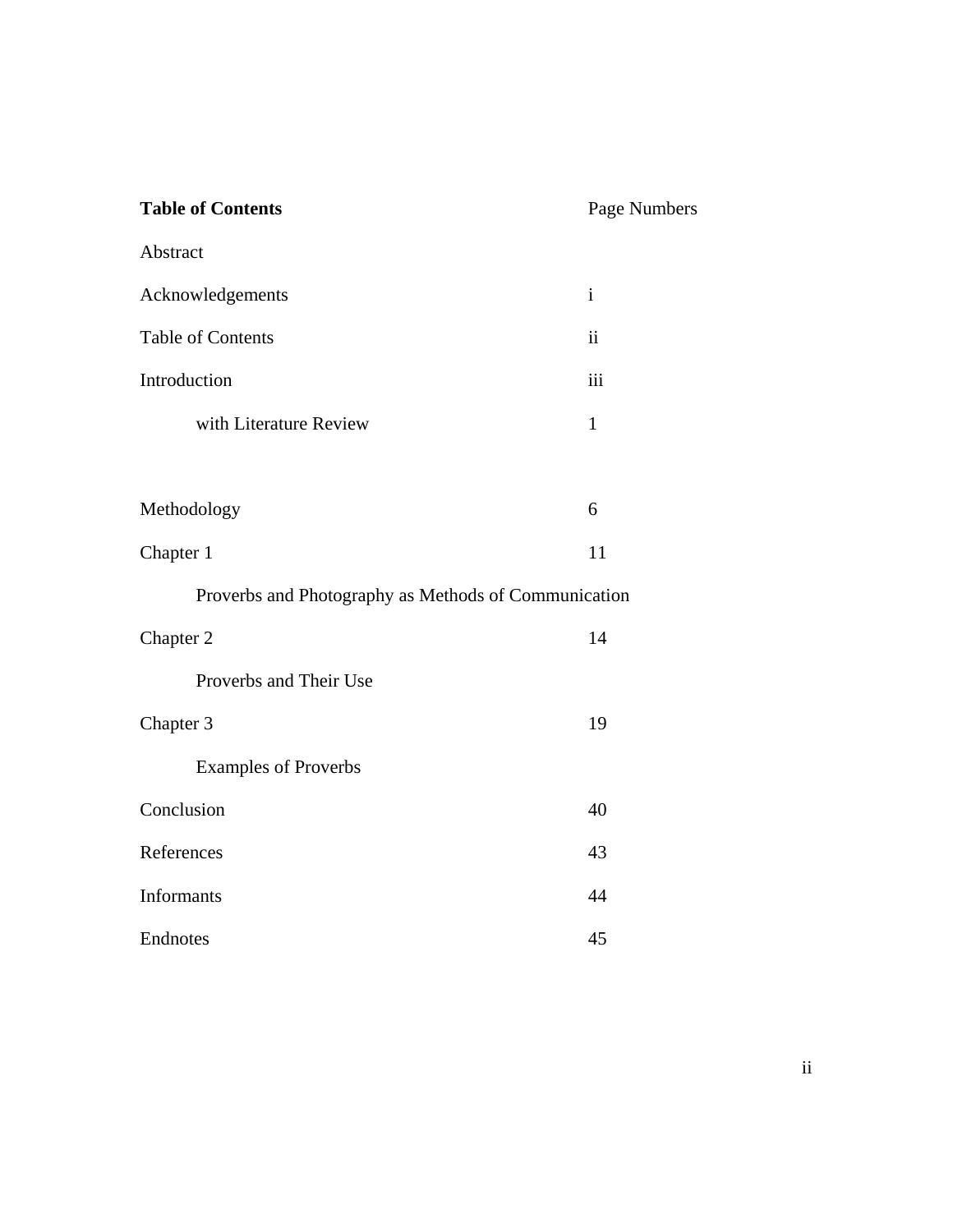| **Table of Contents** | Page Numbers |
| --- | --- |
| Abstract | |
| Acknowledgements | i |
| Table of Contents | ii |
| Introduction | iii |
| with Literature Review | 1 |
| Methodology | 6 |
| Chapter 1 | 11 |
| Proverbs and Photography as Methods of Communication | |
| Chapter 2 | 14 |
| Proverbs and Their Use | |
| Chapter 3 | 19 |
| Examples of Proverbs | |
| Conclusion | 40 |
| References | 43 |
| Informants | 44 |
| Endnotes | 45 |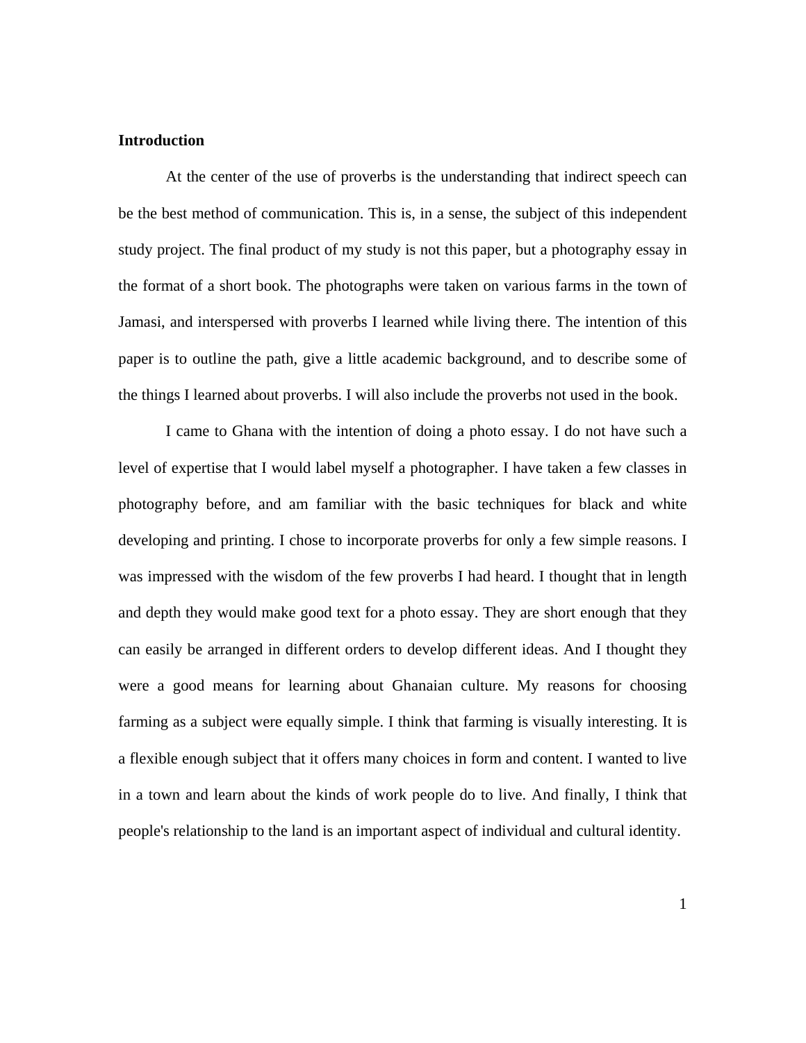**Introduction**

At the center of the use of proverbs is the understanding that indirect speech can be the best method of communication. This is, in a sense, the subject of this independent study project. The final product of my study is not this paper, but a photography essay in the format of a short book. The photographs were taken on various farms in the town of Jamasi, and interspersed with proverbs I learned while living there. The intention of this paper is to outline the path, give a little academic background, and to describe some of the things I learned about proverbs. I will also include the proverbs not used in the book.

I came to Ghana with the intention of doing a photo essay. I do not have such a level of expertise that I would label myself a photographer. I have taken a few classes in photography before, and am familiar with the basic techniques for black and white developing and printing. I chose to incorporate proverbs for only a few simple reasons. I was impressed with the wisdom of the few proverbs I had heard. I thought that in length and depth they would make good text for a photo essay. They are short enough that they can easily be arranged in different orders to develop different ideas. And I thought they were a good means for learning about Ghanaian culture. My reasons for choosing farming as a subject were equally simple. I think that farming is visually interesting. It is a flexible enough subject that it offers many choices in form and content. I wanted to live in a town and learn about the kinds of work people do to live. And finally, I think that people's relationship to the land is an important aspect of individual and cultural identity.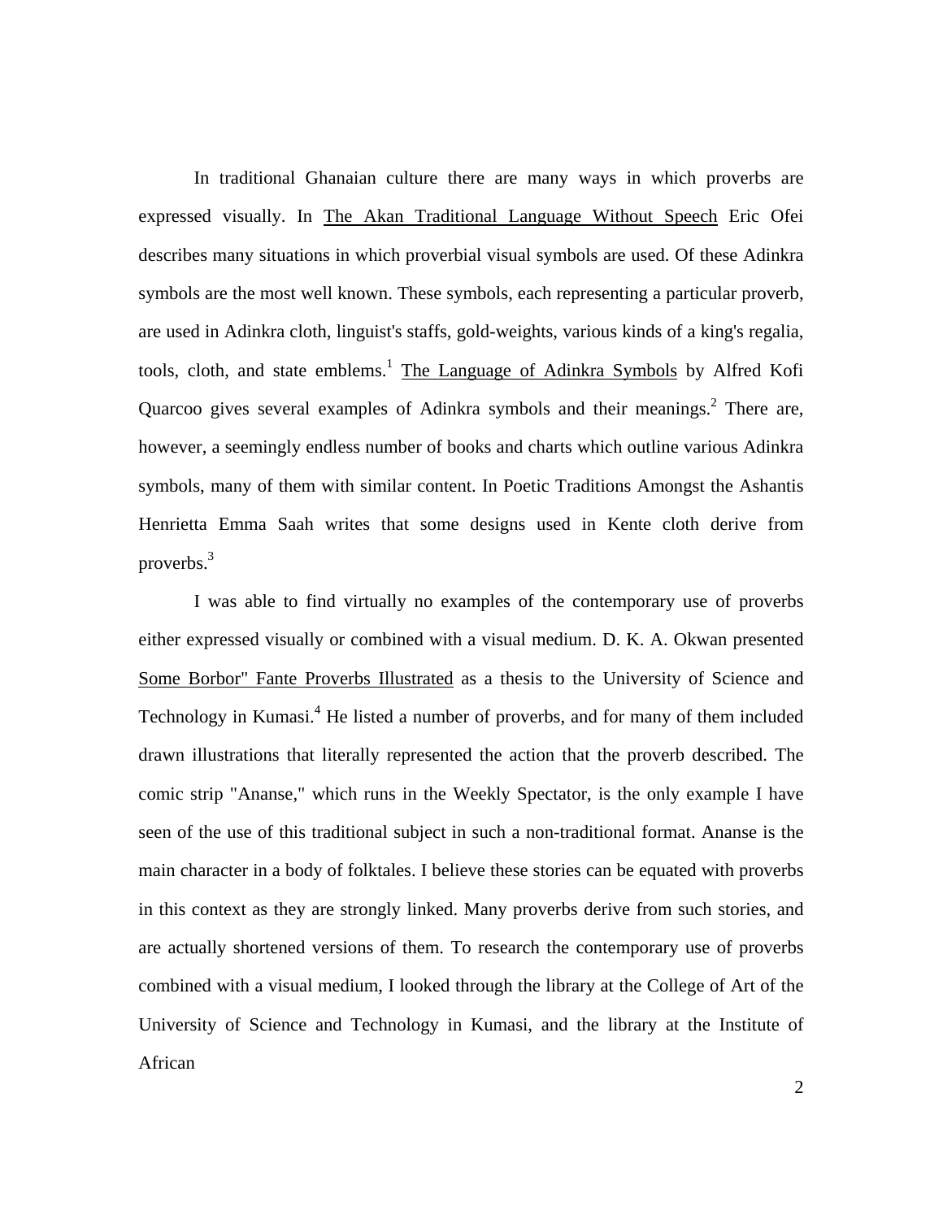In traditional Ghanaian culture there are many ways in which proverbs are expressed visually. In The Akan Traditional Language Without Speech Eric Ofei describes many situations in which proverbial visual symbols are used. Of these Adinkra symbols are the most well known. These symbols, each representing a particular proverb, are used in Adinkra cloth, linguist's staffs, gold-weights, various kinds of a king's regalia, tools, cloth, and state emblems.[1] The Language of Adinkra Symbols by Alfred Kofi Quarcoo gives several examples of Adinkra symbols and their meanings.[2] There are, however, a seemingly endless number of books and charts which outline various Adinkra symbols, many of them with similar content. In Poetic Traditions Amongst the Ashantis Henrietta Emma Saah writes that some designs used in Kente cloth derive from proverbs.[3]

I was able to find virtually no examples of the contemporary use of proverbs either expressed visually or combined with a visual medium. D. K. A. Okwan presented Some Borbor" Fante Proverbs Illustrated as a thesis to the University of Science and Technology in Kumasi.[4] He listed a number of proverbs, and for many of them included drawn illustrations that literally represented the action that the proverb described. The comic strip "Ananse," which runs in the Weekly Spectator, is the only example I have seen of the use of this traditional subject in such a non-traditional format. Ananse is the main character in a body of folktales. I believe these stories can be equated with proverbs in this context as they are strongly linked. Many proverbs derive from such stories, and are actually shortened versions of them. To research the contemporary use of proverbs combined with a visual medium, I looked through the library at the College of Art of the University of Science and Technology in Kumasi, and the library at the Institute of African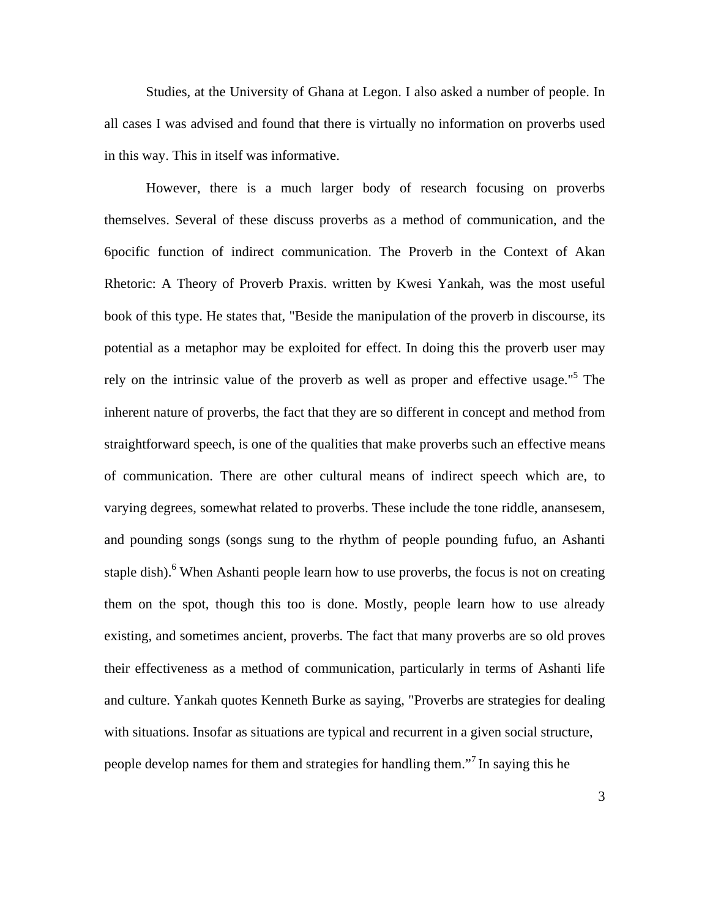Studies, at the University of Ghana at Legon. I also asked a number of people. In all cases I was advised and found that there is virtually no information on proverbs used in this way. This in itself was informative.

However, there is a much larger body of research focusing on proverbs themselves. Several of these discuss proverbs as a method of communication, and the 6pocific function of indirect communication. The Proverb in the Context of Akan Rhetoric: A Theory of Proverb Praxis. written by Kwesi Yankah, was the most useful book of this type. He states that, "Beside the manipulation of the proverb in discourse, its potential as a metaphor may be exploited for effect. In doing this the proverb user may rely on the intrinsic value of the proverb as well as proper and effective usage."[5] The inherent nature of proverbs, the fact that they are so different in concept and method from straightforward speech, is one of the qualities that make proverbs such an effective means of communication. There are other cultural means of indirect speech which are, to varying degrees, somewhat related to proverbs. These include the tone riddle, anansesem, and pounding songs (songs sung to the rhythm of people pounding fufuo, an Ashanti staple dish).[6] When Ashanti people learn how to use proverbs, the focus is not on creating them on the spot, though this too is done. Mostly, people learn how to use already existing, and sometimes ancient, proverbs. The fact that many proverbs are so old proves their effectiveness as a method of communication, particularly in terms of Ashanti life and culture. Yankah quotes Kenneth Burke as saying, "Proverbs are strategies for dealing with situations. Insofar as situations are typical and recurrent in a given social structure, people develop names for them and strategies for handling them."[7] In saying this he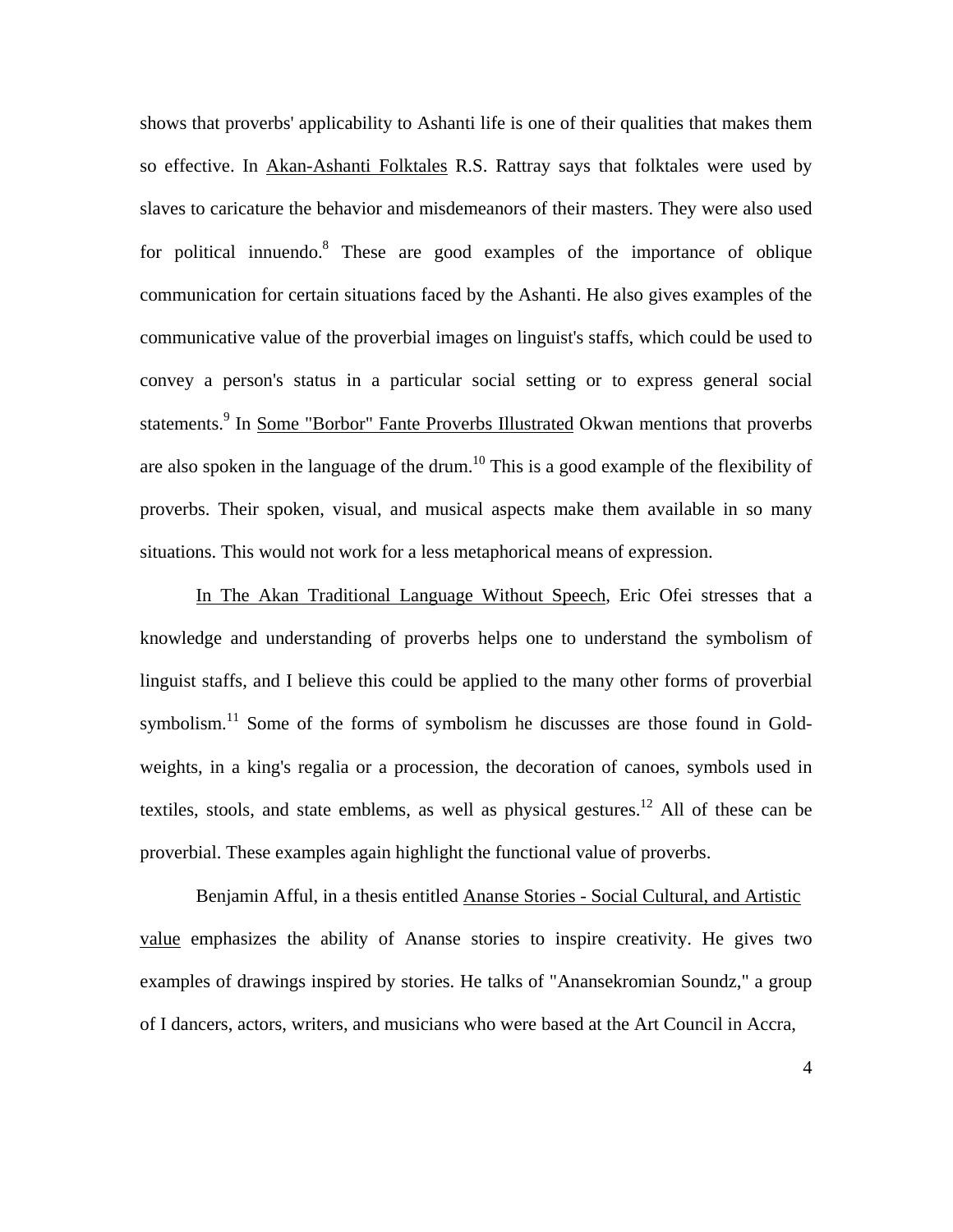shows that proverbs' applicability to Ashanti life is one of their qualities that makes them so effective. In Akan-Ashanti Folktales R.S. Rattray says that folktales were used by slaves to caricature the behavior and misdemeanors of their masters. They were also used for political innuendo.[8] These are good examples of the importance of oblique communication for certain situations faced by the Ashanti. He also gives examples of the communicative value of the proverbial images on linguist's staffs, which could be used to convey a person's status in a particular social setting or to express general social statements.[9] In Some "Borbor" Fante Proverbs Illustrated Okwan mentions that proverbs are also spoken in the language of the drum.[10] This is a good example of the flexibility of proverbs. Their spoken, visual, and musical aspects make them available in so many situations. This would not work for a less metaphorical means of expression.

In The Akan Traditional Language Without Speech, Eric Ofei stresses that a knowledge and understanding of proverbs helps one to understand the symbolism of linguist staffs, and I believe this could be applied to the many other forms of proverbial symbolism.[11] Some of the forms of symbolism he discusses are those found in Gold-weights, in a king's regalia or a procession, the decoration of canoes, symbols used in textiles, stools, and state emblems, as well as physical gestures.[12] All of these can be proverbial. These examples again highlight the functional value of proverbs.

Benjamin Afful, in a thesis entitled Ananse Stories - Social Cultural, and Artistic value emphasizes the ability of Ananse stories to inspire creativity. He gives two examples of drawings inspired by stories. He talks of "Anansekromian Soundz," a group of I dancers, actors, writers, and musicians who were based at the Art Council in Accra,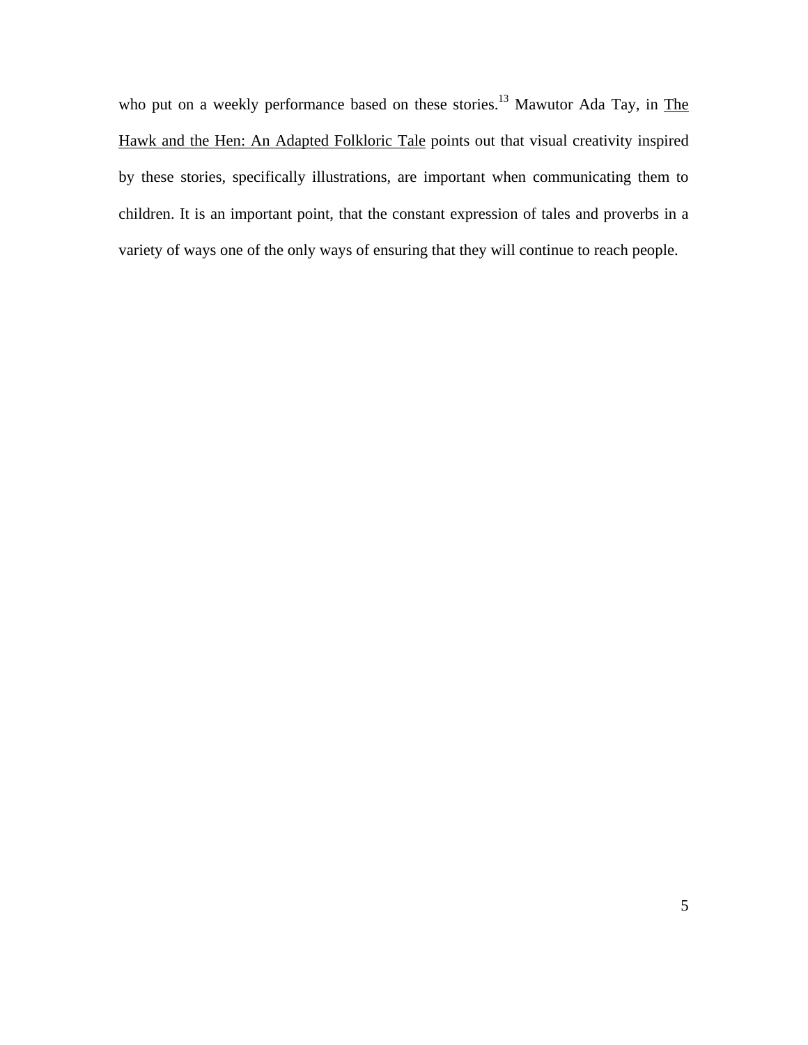who put on a weekly performance based on these stories.[13] Mawutor Ada Tay, in The Hawk and the Hen: An Adapted Folkloric Tale points out that visual creativity inspired by these stories, specifically illustrations, are important when communicating them to children. It is an important point, that the constant expression of tales and proverbs in a variety of ways one of the only ways of ensuring that they will continue to reach people.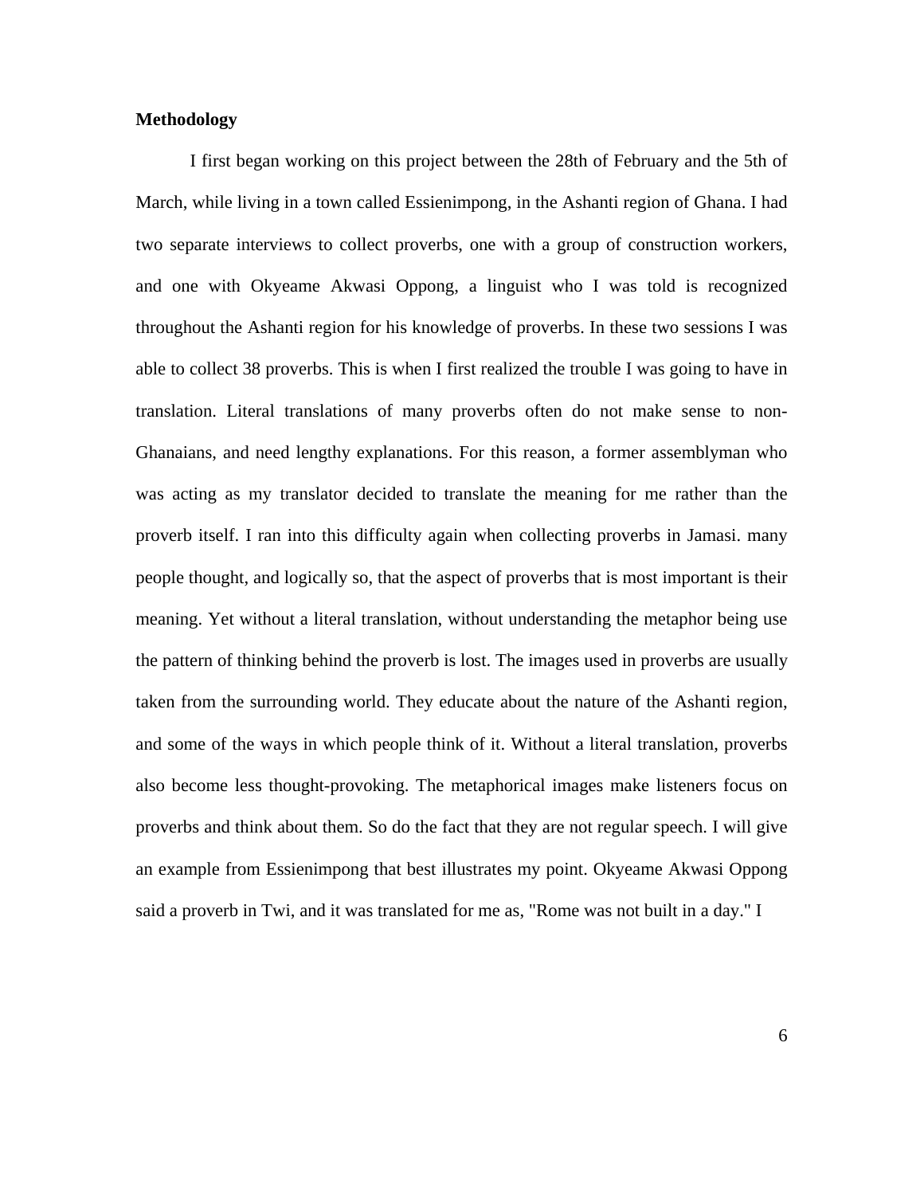**Methodology**

I first began working on this project between the 28th of February and the 5th of March, while living in a town called Essienimpong, in the Ashanti region of Ghana. I had two separate interviews to collect proverbs, one with a group of construction workers, and one with Okyeame Akwasi Oppong, a linguist who I was told is recognized throughout the Ashanti region for his knowledge of proverbs. In these two sessions I was able to collect 38 proverbs. This is when I first realized the trouble I was going to have in translation. Literal translations of many proverbs often do not make sense to non-Ghanaians, and need lengthy explanations. For this reason, a former assemblyman who was acting as my translator decided to translate the meaning for me rather than the proverb itself. I ran into this difficulty again when collecting proverbs in Jamasi. many people thought, and logically so, that the aspect of proverbs that is most important is their meaning. Yet without a literal translation, without understanding the metaphor being use the pattern of thinking behind the proverb is lost. The images used in proverbs are usually taken from the surrounding world. They educate about the nature of the Ashanti region, and some of the ways in which people think of it. Without a literal translation, proverbs also become less thought-provoking. The metaphorical images make listeners focus on proverbs and think about them. So do the fact that they are not regular speech. I will give an example from Essienimpong that best illustrates my point. Okyeame Akwasi Oppong said a proverb in Twi, and it was translated for me as, "Rome was not built in a day." I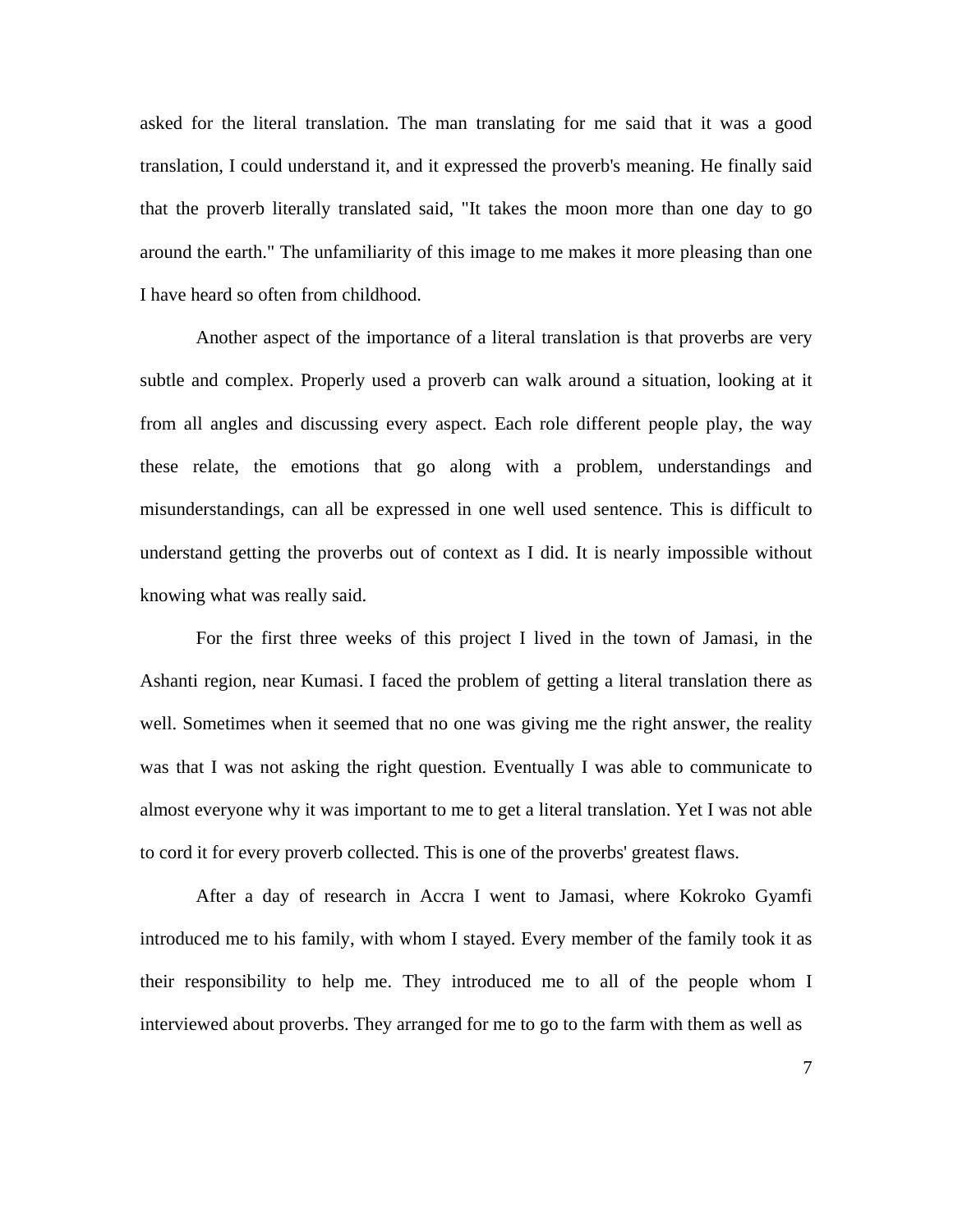asked for the literal translation. The man translating for me said that it was a good translation, I could understand it, and it expressed the proverb's meaning. He finally said that the proverb literally translated said, "It takes the moon more than one day to go around the earth." The unfamiliarity of this image to me makes it more pleasing than one I have heard so often from childhood.

Another aspect of the importance of a literal translation is that proverbs are very subtle and complex. Properly used a proverb can walk around a situation, looking at it from all angles and discussing every aspect. Each role different people play, the way these relate, the emotions that go along with a problem, understandings and misunderstandings, can all be expressed in one well used sentence. This is difficult to understand getting the proverbs out of context as I did. It is nearly impossible without knowing what was really said.

For the first three weeks of this project I lived in the town of Jamasi, in the Ashanti region, near Kumasi. I faced the problem of getting a literal translation there as well. Sometimes when it seemed that no one was giving me the right answer, the reality was that I was not asking the right question. Eventually I was able to communicate to almost everyone why it was important to me to get a literal translation. Yet I was not able to cord it for every proverb collected. This is one of the proverbs' greatest flaws.

After a day of research in Accra I went to Jamasi, where Kokroko Gyamfi introduced me to his family, with whom I stayed. Every member of the family took it as their responsibility to help me. They introduced me to all of the people whom I interviewed about proverbs. They arranged for me to go to the farm with them as well as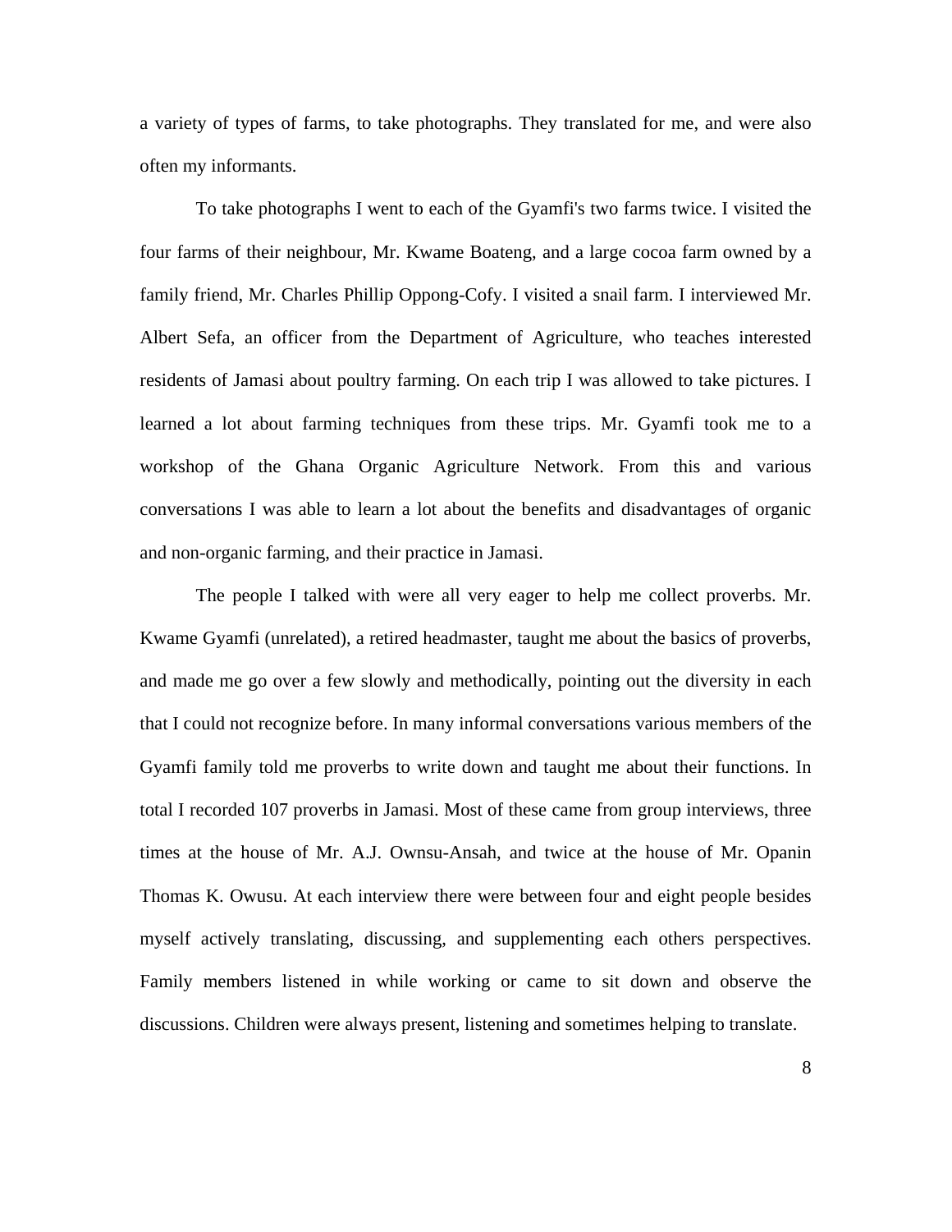a variety of types of farms, to take photographs. They translated for me, and were also often my informants.

To take photographs I went to each of the Gyamfi's two farms twice. I visited the four farms of their neighbour, Mr. Kwame Boateng, and a large cocoa farm owned by a family friend, Mr. Charles Phillip Oppong-Cofy. I visited a snail farm. I interviewed Mr. Albert Sefa, an officer from the Department of Agriculture, who teaches interested residents of Jamasi about poultry farming. On each trip I was allowed to take pictures. I learned a lot about farming techniques from these trips. Mr. Gyamfi took me to a workshop of the Ghana Organic Agriculture Network. From this and various conversations I was able to learn a lot about the benefits and disadvantages of organic and non-organic farming, and their practice in Jamasi.

The people I talked with were all very eager to help me collect proverbs. Mr. Kwame Gyamfi (unrelated), a retired headmaster, taught me about the basics of proverbs, and made me go over a few slowly and methodically, pointing out the diversity in each that I could not recognize before. In many informal conversations various members of the Gyamfi family told me proverbs to write down and taught me about their functions. In total I recorded 107 proverbs in Jamasi. Most of these came from group interviews, three times at the house of Mr. A.J. Ownsu-Ansah, and twice at the house of Mr. Opanin Thomas K. Owusu. At each interview there were between four and eight people besides myself actively translating, discussing, and supplementing each others perspectives. Family members listened in while working or came to sit down and observe the discussions. Children were always present, listening and sometimes helping to translate.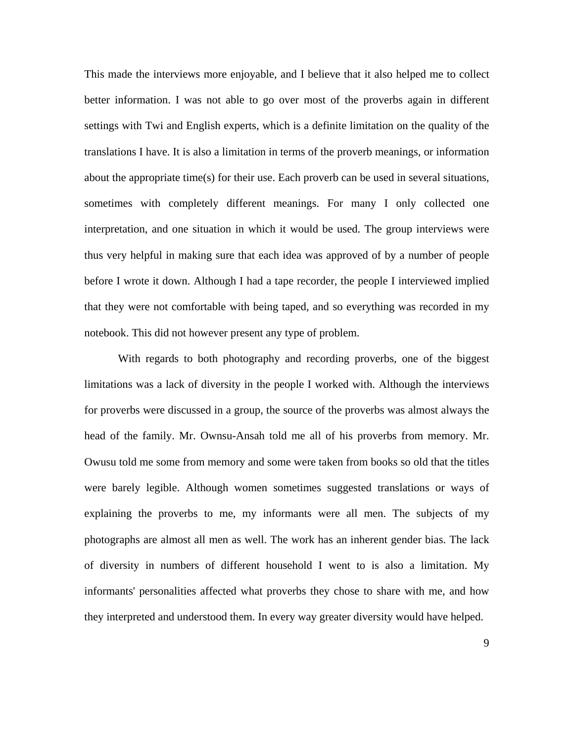This made the interviews more enjoyable, and I believe that it also helped me to collect better information. I was not able to go over most of the proverbs again in different settings with Twi and English experts, which is a definite limitation on the quality of the translations I have. It is also a limitation in terms of the proverb meanings, or information about the appropriate time(s) for their use. Each proverb can be used in several situations, sometimes with completely different meanings. For many I only collected one interpretation, and one situation in which it would be used. The group interviews were thus very helpful in making sure that each idea was approved of by a number of people before I wrote it down. Although I had a tape recorder, the people I interviewed implied that they were not comfortable with being taped, and so everything was recorded in my notebook. This did not however present any type of problem.

With regards to both photography and recording proverbs, one of the biggest limitations was a lack of diversity in the people I worked with. Although the interviews for proverbs were discussed in a group, the source of the proverbs was almost always the head of the family. Mr. Ownsu-Ansah told me all of his proverbs from memory. Mr. Owusu told me some from memory and some were taken from books so old that the titles were barely legible. Although women sometimes suggested translations or ways of explaining the proverbs to me, my informants were all men. The subjects of my photographs are almost all men as well. The work has an inherent gender bias. The lack of diversity in numbers of different household I went to is also a limitation. My informants' personalities affected what proverbs they chose to share with me, and how they interpreted and understood them. In every way greater diversity would have helped.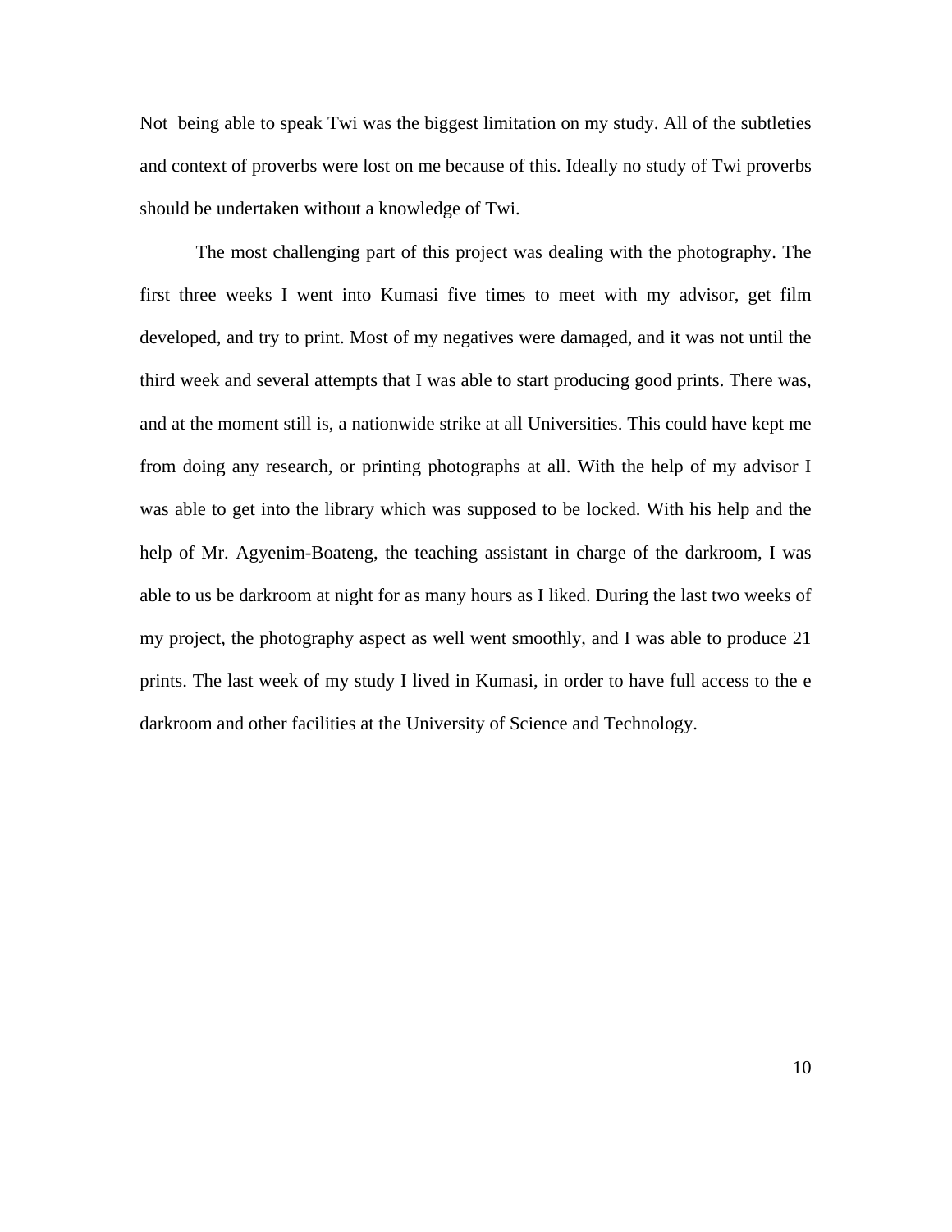Not being able to speak Twi was the biggest limitation on my study. All of the subtleties and context of proverbs were lost on me because of this. Ideally no study of Twi proverbs should be undertaken without a knowledge of Twi.

The most challenging part of this project was dealing with the photography. The first three weeks I went into Kumasi five times to meet with my advisor, get film developed, and try to print. Most of my negatives were damaged, and it was not until the third week and several attempts that I was able to start producing good prints. There was, and at the moment still is, a nationwide strike at all Universities. This could have kept me from doing any research, or printing photographs at all. With the help of my advisor I was able to get into the library which was supposed to be locked. With his help and the help of Mr. Agyenim-Boateng, the teaching assistant in charge of the darkroom, I was able to us be darkroom at night for as many hours as I liked. During the last two weeks of my project, the photography aspect as well went smoothly, and I was able to produce 21 prints. The last week of my study I lived in Kumasi, in order to have full access to the e darkroom and other facilities at the University of Science and Technology.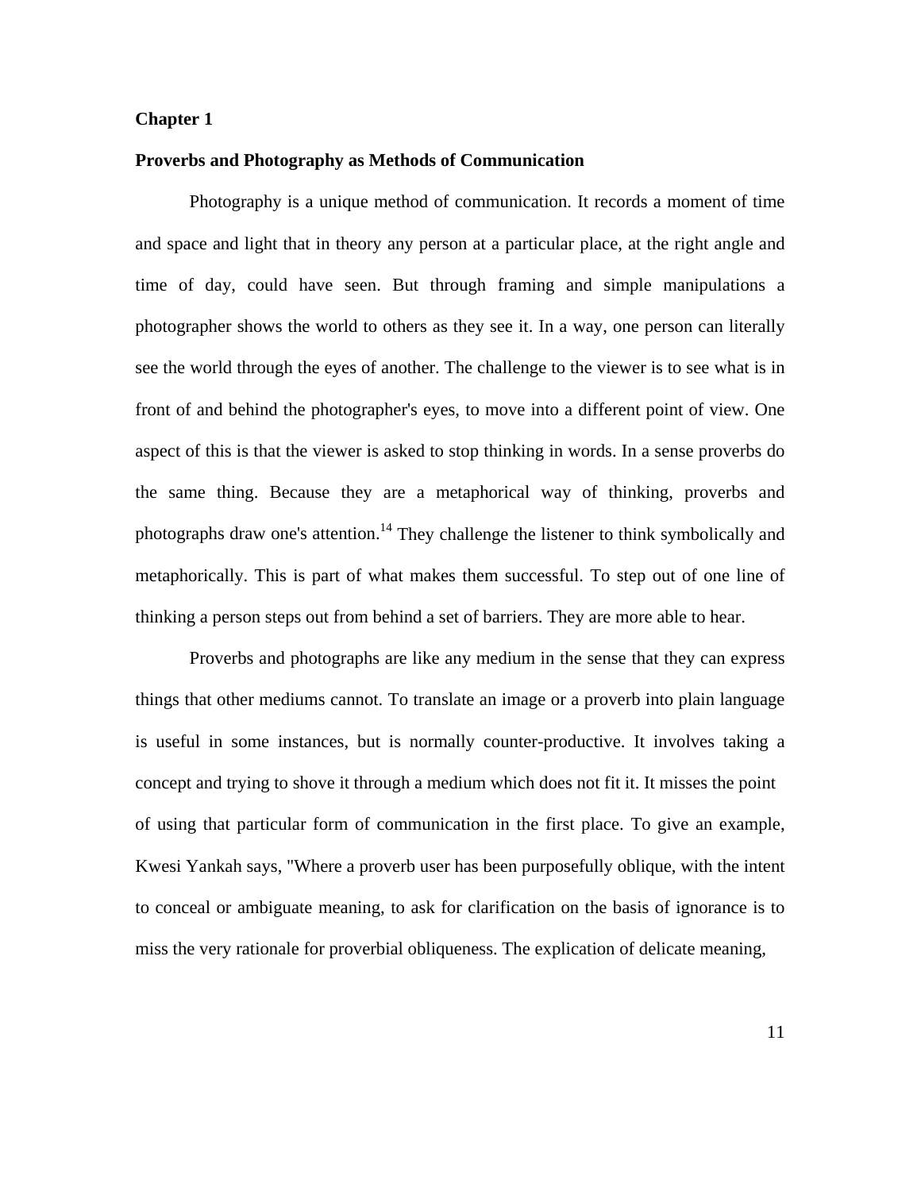# Chapter 1

## Proverbs and Photography as Methods of Communication

Photography is a unique method of communication. It records a moment of time and space and light that in theory any person at a particular place, at the right angle and time of day, could have seen. But through framing and simple manipulations a photographer shows the world to others as they see it. In a way, one person can literally see the world through the eyes of another. The challenge to the viewer is to see what is in front of and behind the photographer's eyes, to move into a different point of view. One aspect of this is that the viewer is asked to stop thinking in words. In a sense proverbs do the same thing. Because they are a metaphorical way of thinking, proverbs and photographs draw one's attention.[14] They challenge the listener to think symbolically and metaphorically. This is part of what makes them successful. To step out of one line of thinking a person steps out from behind a set of barriers. They are more able to hear.

Proverbs and photographs are like any medium in the sense that they can express things that other mediums cannot. To translate an image or a proverb into plain language is useful in some instances, but is normally counter-productive. It involves taking a concept and trying to shove it through a medium which does not fit it. It misses the point of using that particular form of communication in the first place. To give an example, Kwesi Yankah says, "Where a proverb user has been purposefully oblique, with the intent to conceal or ambiguate meaning, to ask for clarification on the basis of ignorance is to miss the very rationale for proverbial obliqueness. The explication of delicate meaning,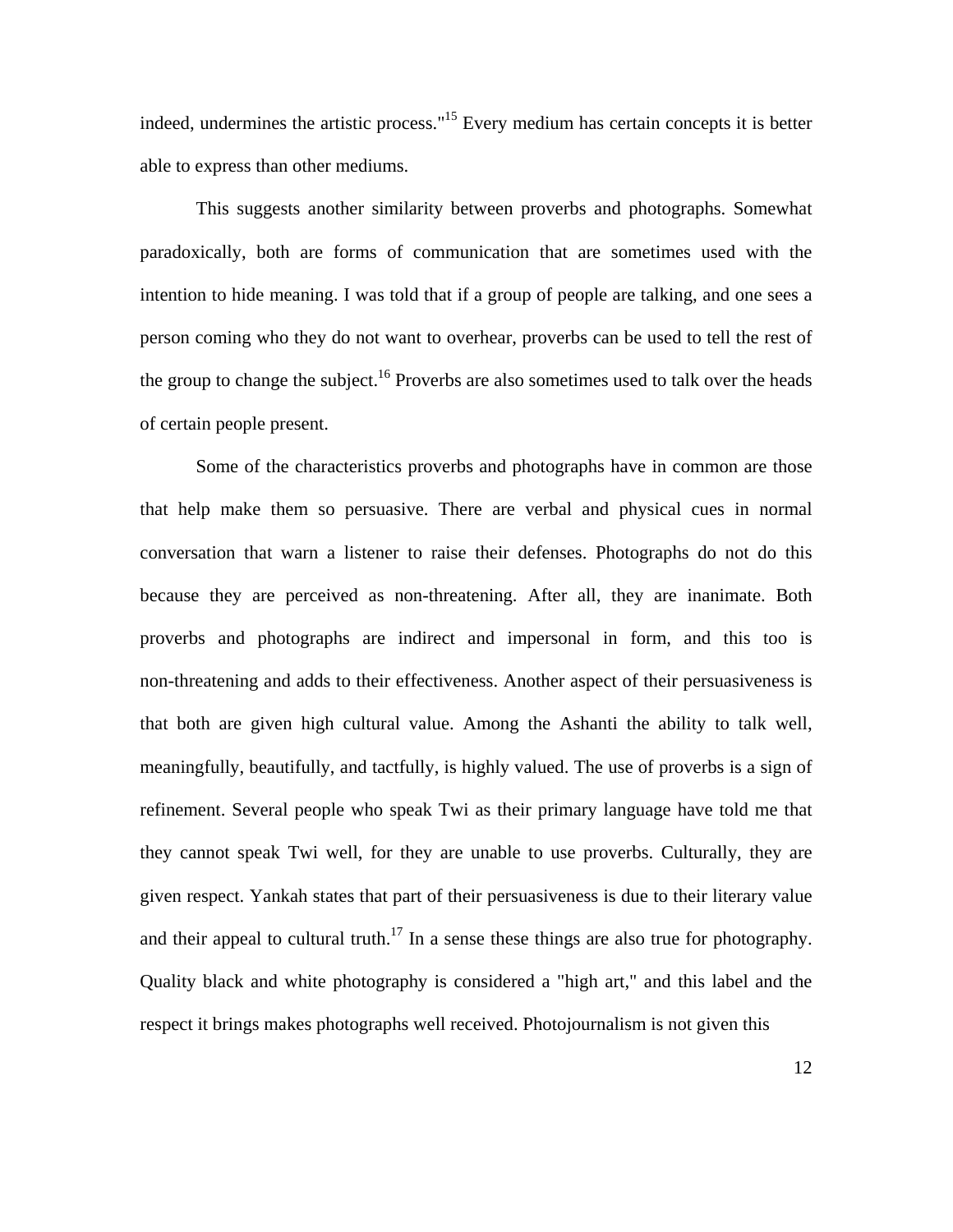indeed, undermines the artistic process."[15] Every medium has certain concepts it is better able to express than other mediums.

This suggests another similarity between proverbs and photographs. Somewhat paradoxically, both are forms of communication that are sometimes used with the intention to hide meaning. I was told that if a group of people are talking, and one sees a person coming who they do not want to overhear, proverbs can be used to tell the rest of the group to change the subject.[16] Proverbs are also sometimes used to talk over the heads of certain people present.

Some of the characteristics proverbs and photographs have in common are those that help make them so persuasive. There are verbal and physical cues in normal conversation that warn a listener to raise their defenses. Photographs do not do this because they are perceived as non-threatening. After all, they are inanimate. Both proverbs and photographs are indirect and impersonal in form, and this too is non-threatening and adds to their effectiveness. Another aspect of their persuasiveness is that both are given high cultural value. Among the Ashanti the ability to talk well, meaningfully, beautifully, and tactfully, is highly valued. The use of proverbs is a sign of refinement. Several people who speak Twi as their primary language have told me that they cannot speak Twi well, for they are unable to use proverbs. Culturally, they are given respect. Yankah states that part of their persuasiveness is due to their literary value and their appeal to cultural truth.[17] In a sense these things are also true for photography. Quality black and white photography is considered a "high art," and this label and the respect it brings makes photographs well received. Photojournalism is not given this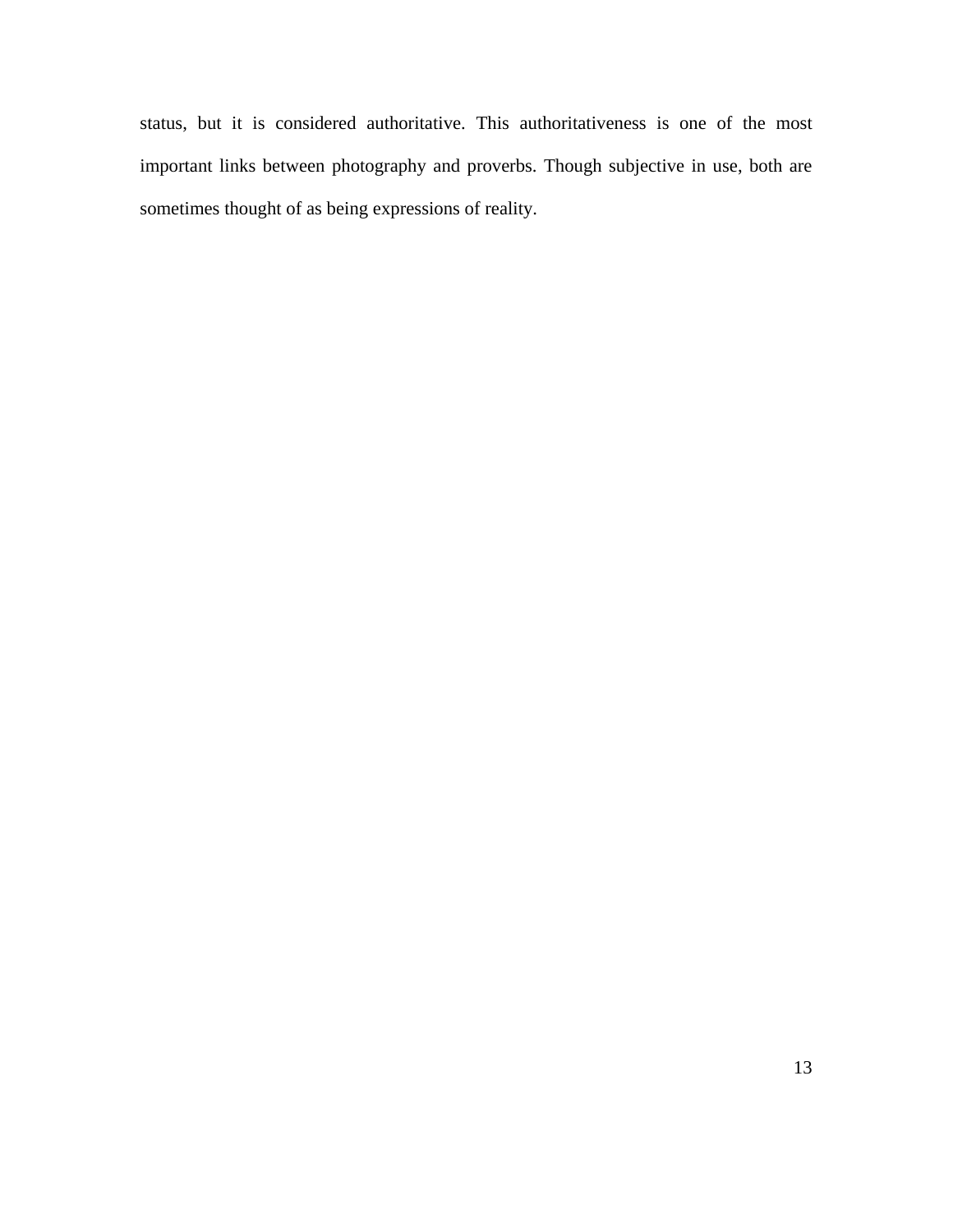status, but it is considered authoritative. This authoritativeness is one of the most important links between photography and proverbs. Though subjective in use, both are sometimes thought of as being expressions of reality.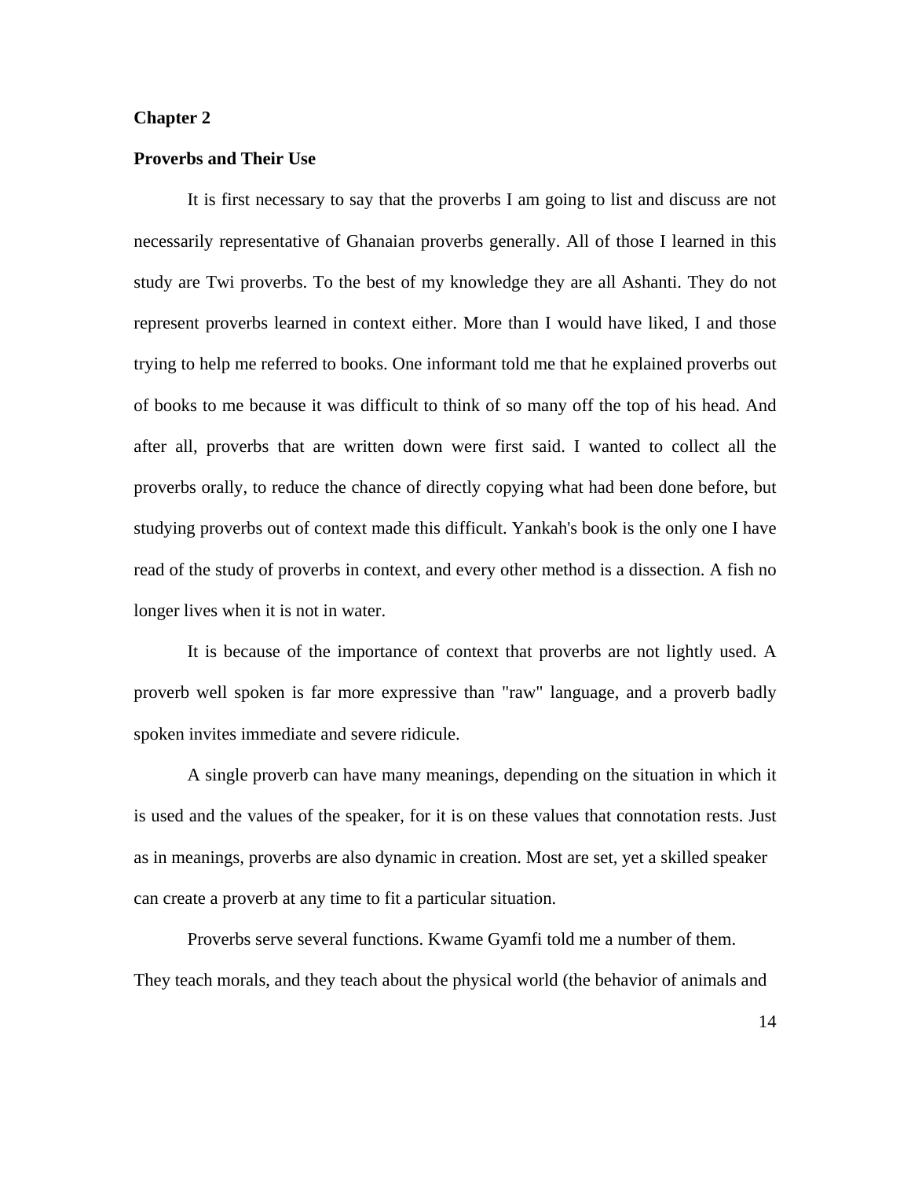# Chapter 2

## Proverbs and Their Use

It is first necessary to say that the proverbs I am going to list and discuss are not necessarily representative of Ghanaian proverbs generally. All of those I learned in this study are Twi proverbs. To the best of my knowledge they are all Ashanti. They do not represent proverbs learned in context either. More than I would have liked, I and those trying to help me referred to books. One informant told me that he explained proverbs out of books to me because it was difficult to think of so many off the top of his head. And after all, proverbs that are written down were first said. I wanted to collect all the proverbs orally, to reduce the chance of directly copying what had been done before, but studying proverbs out of context made this difficult. Yankah's book is the only one I have read of the study of proverbs in context, and every other method is a dissection. A fish no longer lives when it is not in water.

It is because of the importance of context that proverbs are not lightly used. A proverb well spoken is far more expressive than "raw" language, and a proverb badly spoken invites immediate and severe ridicule.

A single proverb can have many meanings, depending on the situation in which it is used and the values of the speaker, for it is on these values that connotation rests. Just as in meanings, proverbs are also dynamic in creation. Most are set, yet a skilled speaker can create a proverb at any time to fit a particular situation.

Proverbs serve several functions. Kwame Gyamfi told me a number of them. They teach morals, and they teach about the physical world (the behavior of animals and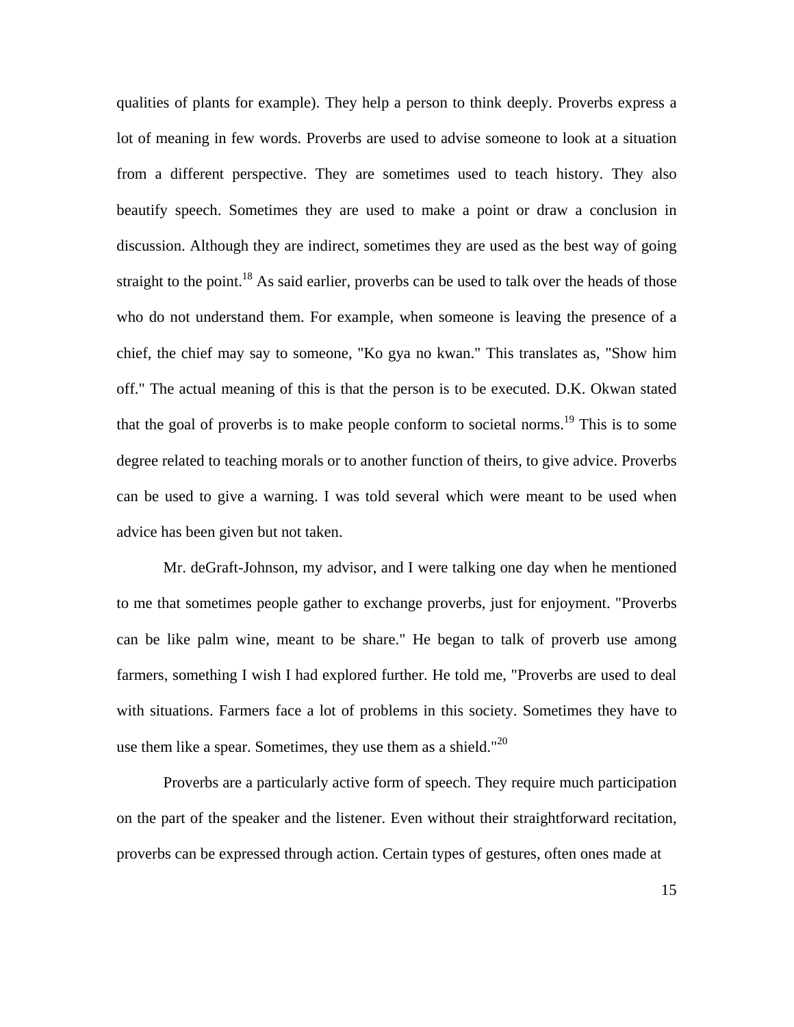qualities of plants for example). They help a person to think deeply. Proverbs express a lot of meaning in few words. Proverbs are used to advise someone to look at a situation from a different perspective. They are sometimes used to teach history. They also beautify speech. Sometimes they are used to make a point or draw a conclusion in discussion. Although they are indirect, sometimes they are used as the best way of going straight to the point.[18] As said earlier, proverbs can be used to talk over the heads of those who do not understand them. For example, when someone is leaving the presence of a chief, the chief may say to someone, "Ko gya no kwan." This translates as, "Show him off." The actual meaning of this is that the person is to be executed. D.K. Okwan stated that the goal of proverbs is to make people conform to societal norms.[19] This is to some degree related to teaching morals or to another function of theirs, to give advice. Proverbs can be used to give a warning. I was told several which were meant to be used when advice has been given but not taken.

Mr. deGraft-Johnson, my advisor, and I were talking one day when he mentioned to me that sometimes people gather to exchange proverbs, just for enjoyment. "Proverbs can be like palm wine, meant to be share." He began to talk of proverb use among farmers, something I wish I had explored further. He told me, "Proverbs are used to deal with situations. Farmers face a lot of problems in this society. Sometimes they have to use them like a spear. Sometimes, they use them as a shield."[20]

Proverbs are a particularly active form of speech. They require much participation on the part of the speaker and the listener. Even without their straightforward recitation, proverbs can be expressed through action. Certain types of gestures, often ones made at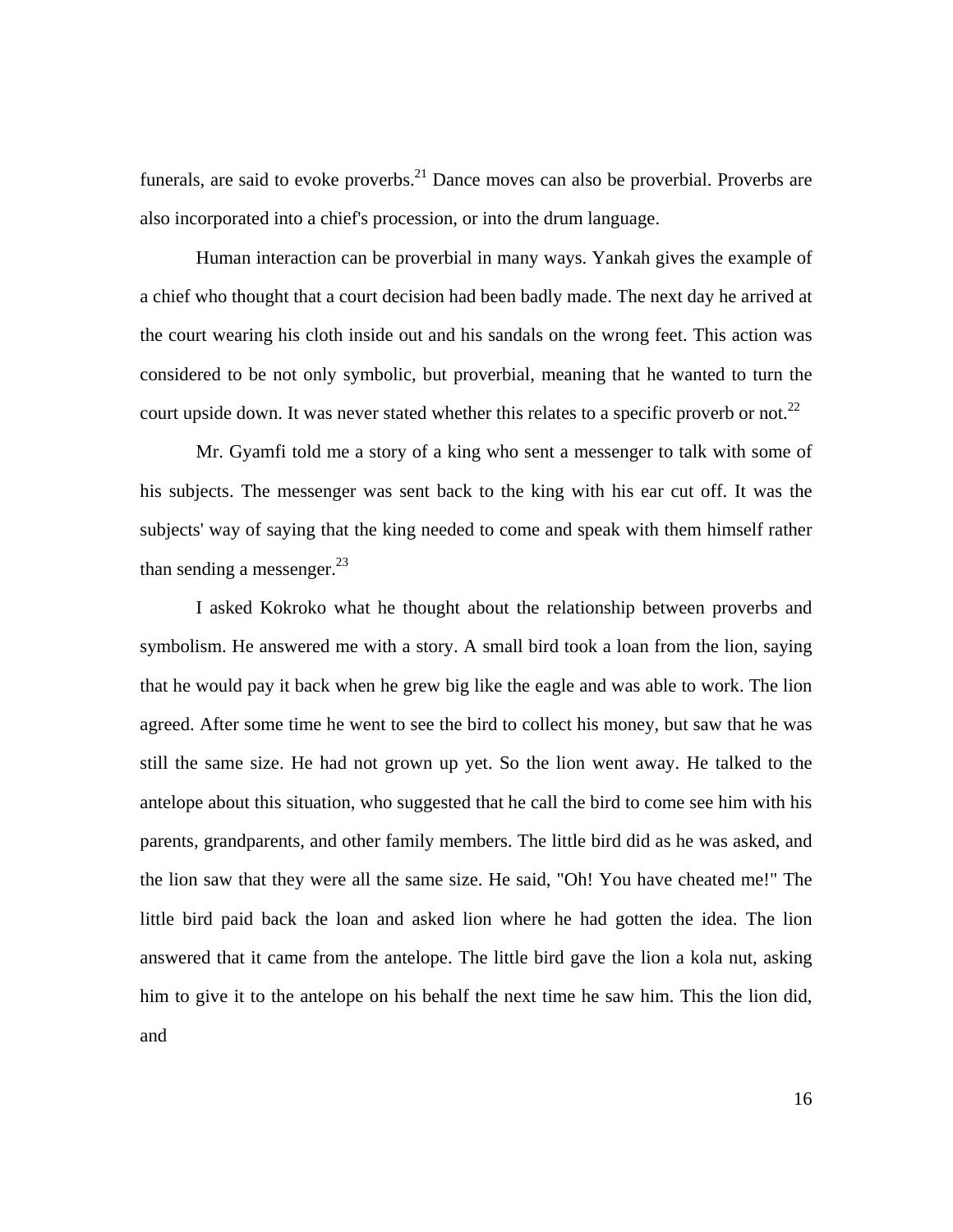funerals, are said to evoke proverbs.[21] Dance moves can also be proverbial. Proverbs are also incorporated into a chief's procession, or into the drum language.

Human interaction can be proverbial in many ways. Yankah gives the example of a chief who thought that a court decision had been badly made. The next day he arrived at the court wearing his cloth inside out and his sandals on the wrong feet. This action was considered to be not only symbolic, but proverbial, meaning that he wanted to turn the court upside down. It was never stated whether this relates to a specific proverb or not.[22]

Mr. Gyamfi told me a story of a king who sent a messenger to talk with some of his subjects. The messenger was sent back to the king with his ear cut off. It was the subjects' way of saying that the king needed to come and speak with them himself rather than sending a messenger.[23]

I asked Kokroko what he thought about the relationship between proverbs and symbolism. He answered me with a story. A small bird took a loan from the lion, saying that he would pay it back when he grew big like the eagle and was able to work. The lion agreed. After some time he went to see the bird to collect his money, but saw that he was still the same size. He had not grown up yet. So the lion went away. He talked to the antelope about this situation, who suggested that he call the bird to come see him with his parents, grandparents, and other family members. The little bird did as he was asked, and the lion saw that they were all the same size. He said, "Oh! You have cheated me!" The little bird paid back the loan and asked lion where he had gotten the idea. The lion answered that it came from the antelope. The little bird gave the lion a kola nut, asking him to give it to the antelope on his behalf the next time he saw him. This the lion did, and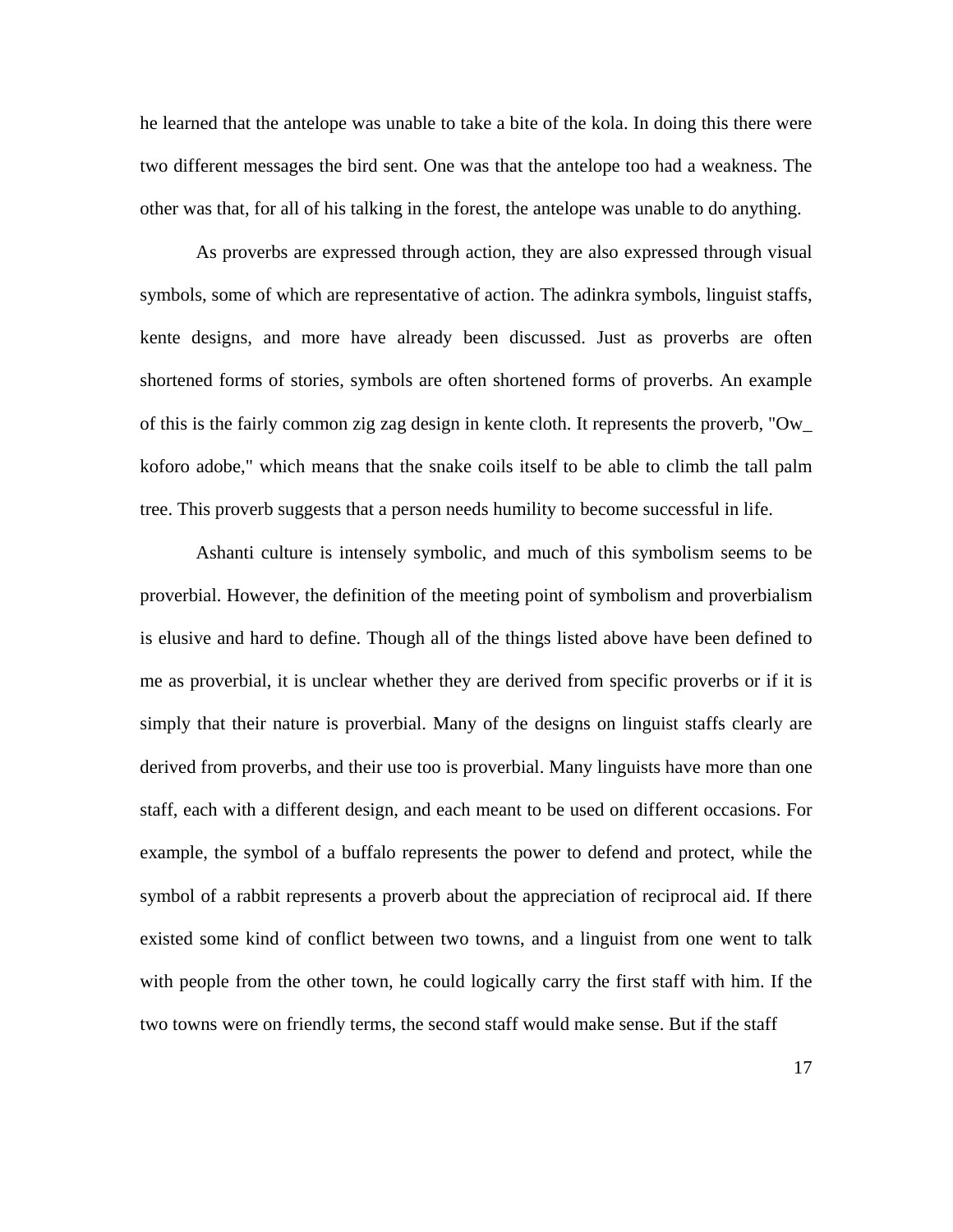he learned that the antelope was unable to take a bite of the kola. In doing this there were two different messages the bird sent. One was that the antelope too had a weakness. The other was that, for all of his talking in the forest, the antelope was unable to do anything.

As proverbs are expressed through action, they are also expressed through visual symbols, some of which are representative of action. The adinkra symbols, linguist staffs, kente designs, and more have already been discussed. Just as proverbs are often shortened forms of stories, symbols are often shortened forms of proverbs. An example of this is the fairly common zig zag design in kente cloth. It represents the proverb, "Ow_ koforo adobe," which means that the snake coils itself to be able to climb the tall palm tree. This proverb suggests that a person needs humility to become successful in life.

Ashanti culture is intensely symbolic, and much of this symbolism seems to be proverbial. However, the definition of the meeting point of symbolism and proverbialism is elusive and hard to define. Though all of the things listed above have been defined to me as proverbial, it is unclear whether they are derived from specific proverbs or if it is simply that their nature is proverbial. Many of the designs on linguist staffs clearly are derived from proverbs, and their use too is proverbial. Many linguists have more than one staff, each with a different design, and each meant to be used on different occasions. For example, the symbol of a buffalo represents the power to defend and protect, while the symbol of a rabbit represents a proverb about the appreciation of reciprocal aid. If there existed some kind of conflict between two towns, and a linguist from one went to talk with people from the other town, he could logically carry the first staff with him. If the two towns were on friendly terms, the second staff would make sense. But if the staff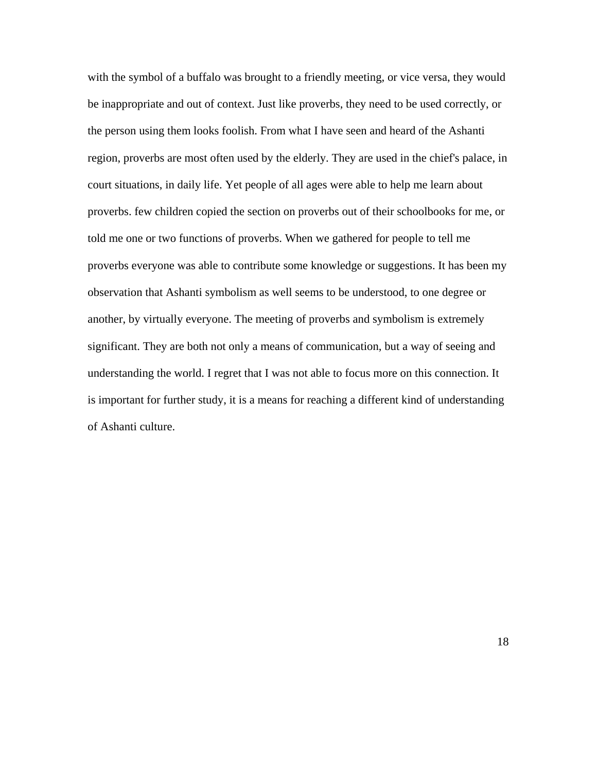with the symbol of a buffalo was brought to a friendly meeting, or vice versa, they would be inappropriate and out of context. Just like proverbs, they need to be used correctly, or the person using them looks foolish. From what I have seen and heard of the Ashanti region, proverbs are most often used by the elderly. They are used in the chief's palace, in court situations, in daily life. Yet people of all ages were able to help me learn about proverbs. few children copied the section on proverbs out of their schoolbooks for me, or told me one or two functions of proverbs. When we gathered for people to tell me proverbs everyone was able to contribute some knowledge or suggestions. It has been my observation that Ashanti symbolism as well seems to be understood, to one degree or another, by virtually everyone. The meeting of proverbs and symbolism is extremely significant. They are both not only a means of communication, but a way of seeing and understanding the world. I regret that I was not able to focus more on this connection. It is important for further study, it is a means for reaching a different kind of understanding of Ashanti culture.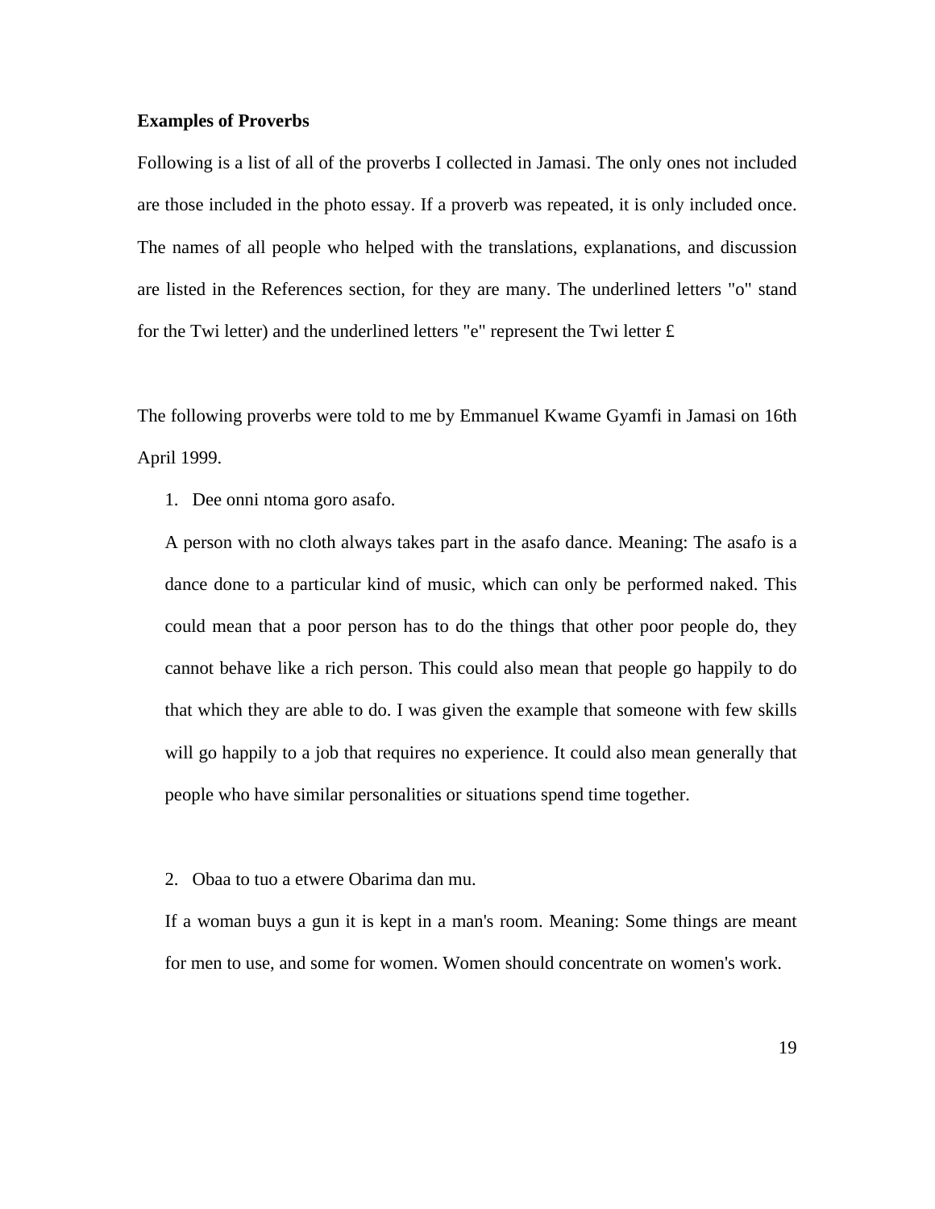**Examples of Proverbs**

Following is a list of all of the proverbs I collected in Jamasi. The only ones not included are those included in the photo essay. If a proverb was repeated, it is only included once. The names of all people who helped with the translations, explanations, and discussion are listed in the References section, for they are many. The underlined letters "o" stand for the Twi letter) and the underlined letters "e" represent the Twi letter £

The following proverbs were told to me by Emmanuel Kwame Gyamfi in Jamasi on 16th April 1999.

1. Dee onni ntoma goro asafo.

   A person with no cloth always takes part in the asafo dance. Meaning: The asafo is a dance done to a particular kind of music, which can only be performed naked. This could mean that a poor person has to do the things that other poor people do, they cannot behave like a rich person. This could also mean that people go happily to do that which they are able to do. I was given the example that someone with few skills will go happily to a job that requires no experience. It could also mean generally that people who have similar personalities or situations spend time together.

2. Obaa to tuo a etwere Obarima dan mu.

   If a woman buys a gun it is kept in a man's room. Meaning: Some things are meant for men to use, and some for women. Women should concentrate on women's work.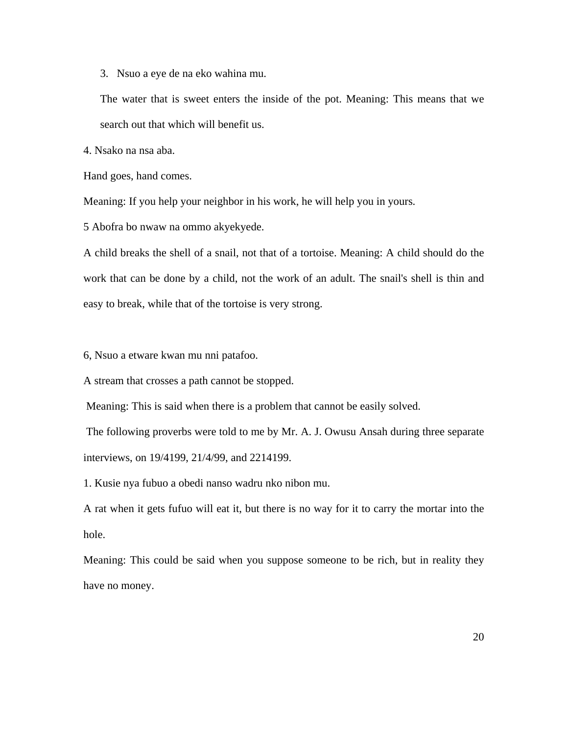3. Nsuo a eye de na eko wahina mu.

The water that is sweet enters the inside of the pot. Meaning: This means that we search out that which will benefit us.

4. Nsako na nsa aba.

Hand goes, hand comes.

Meaning: If you help your neighbor in his work, he will help you in yours.

5 Abofra bo nwaw na ommo akyekyede.

A child breaks the shell of a snail, not that of a tortoise. Meaning: A child should do the work that can be done by a child, not the work of an adult. The snail's shell is thin and easy to break, while that of the tortoise is very strong.

6, Nsuo a etware kwan mu nni patafoo.

A stream that crosses a path cannot be stopped.

Meaning: This is said when there is a problem that cannot be easily solved.

The following proverbs were told to me by Mr. A. J. Owusu Ansah during three separate interviews, on 19/4199, 21/4/99, and 2214199.

1. Kusie nya fubuo a obedi nanso wadru nko nibon mu.

A rat when it gets fufuo will eat it, but there is no way for it to carry the mortar into the hole.

Meaning: This could be said when you suppose someone to be rich, but in reality they have no money.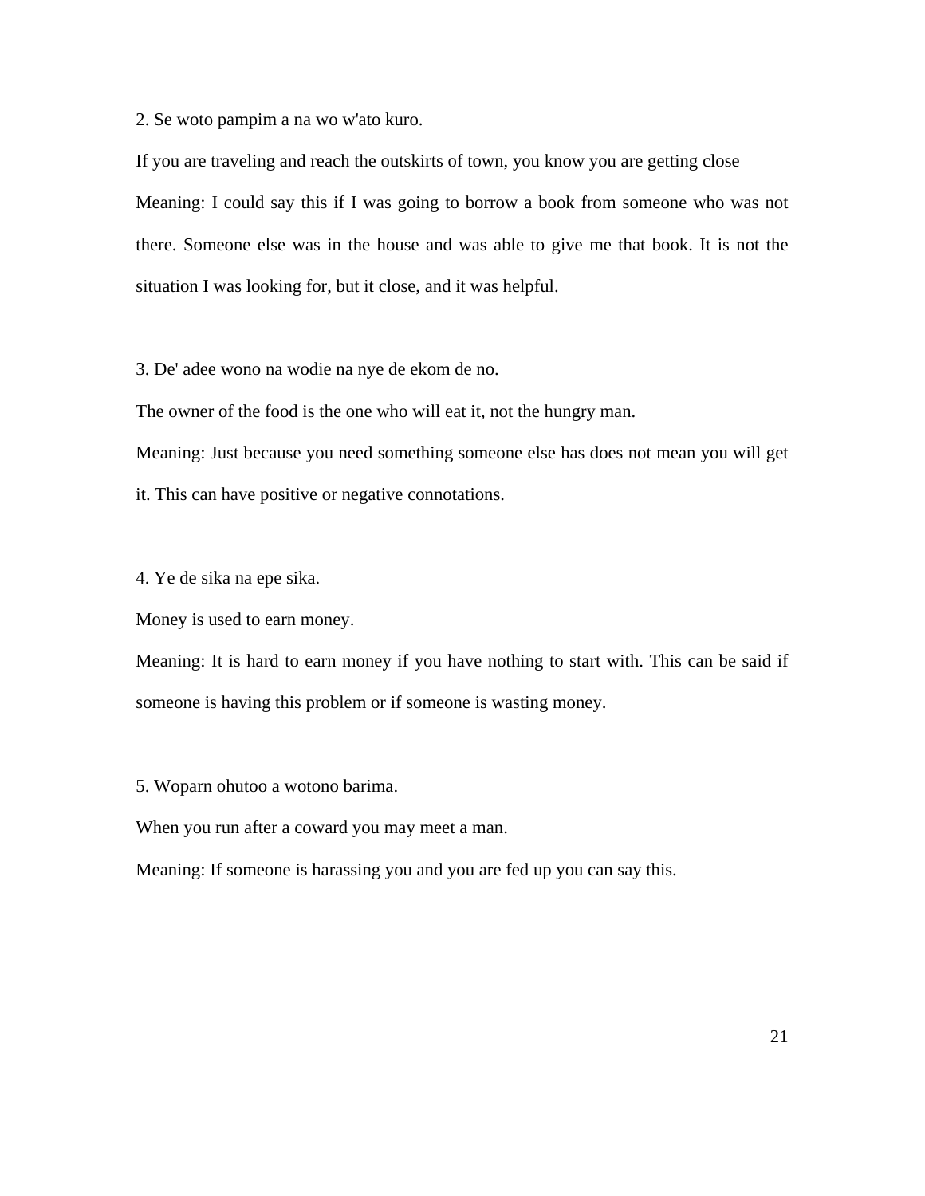2. Se woto pampim a na wo w'ato kuro.

If you are traveling and reach the outskirts of town, you know you are getting close

Meaning: I could say this if I was going to borrow a book from someone who was not there. Someone else was in the house and was able to give me that book. It is not the situation I was looking for, but it close, and it was helpful.

3. De' adee wono na wodie na nye de ekom de no.

The owner of the food is the one who will eat it, not the hungry man.

Meaning: Just because you need something someone else has does not mean you will get it. This can have positive or negative connotations.

4. Ye de sika na epe sika.

Money is used to earn money.

Meaning: It is hard to earn money if you have nothing to start with. This can be said if someone is having this problem or if someone is wasting money.

5. Woparn ohutoo a wotono barima.

When you run after a coward you may meet a man.

Meaning: If someone is harassing you and you are fed up you can say this.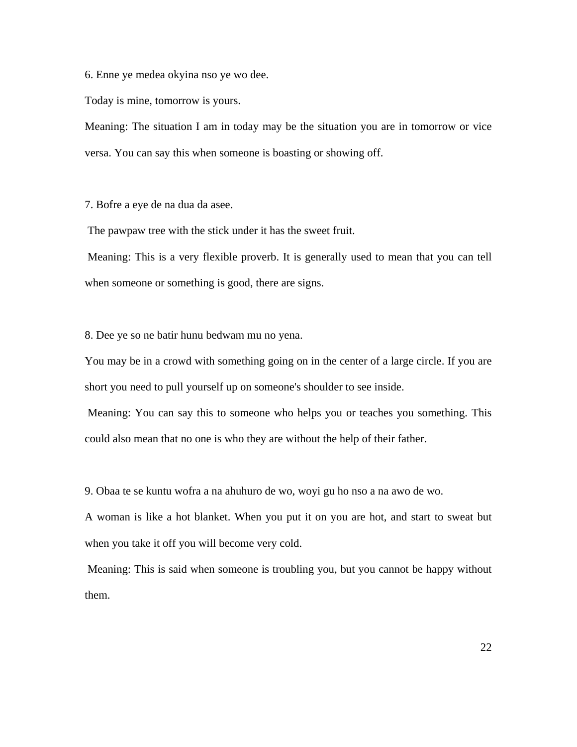6. Enne ye medea okyina nso ye wo dee.

Today is mine, tomorrow is yours.

Meaning: The situation I am in today may be the situation you are in tomorrow or vice versa. You can say this when someone is boasting or showing off.

7. Bofre a eye de na dua da asee.

The pawpaw tree with the stick under it has the sweet fruit.

Meaning: This is a very flexible proverb. It is generally used to mean that you can tell when someone or something is good, there are signs.

8. Dee ye so ne batir hunu bedwam mu no yena.

You may be in a crowd with something going on in the center of a large circle. If you are short you need to pull yourself up on someone's shoulder to see inside.

Meaning: You can say this to someone who helps you or teaches you something. This could also mean that no one is who they are without the help of their father.

9. Obaa te se kuntu wofra a na ahuhuro de wo, woyi gu ho nso a na awo de wo.

A woman is like a hot blanket. When you put it on you are hot, and start to sweat but when you take it off you will become very cold.

Meaning: This is said when someone is troubling you, but you cannot be happy without them.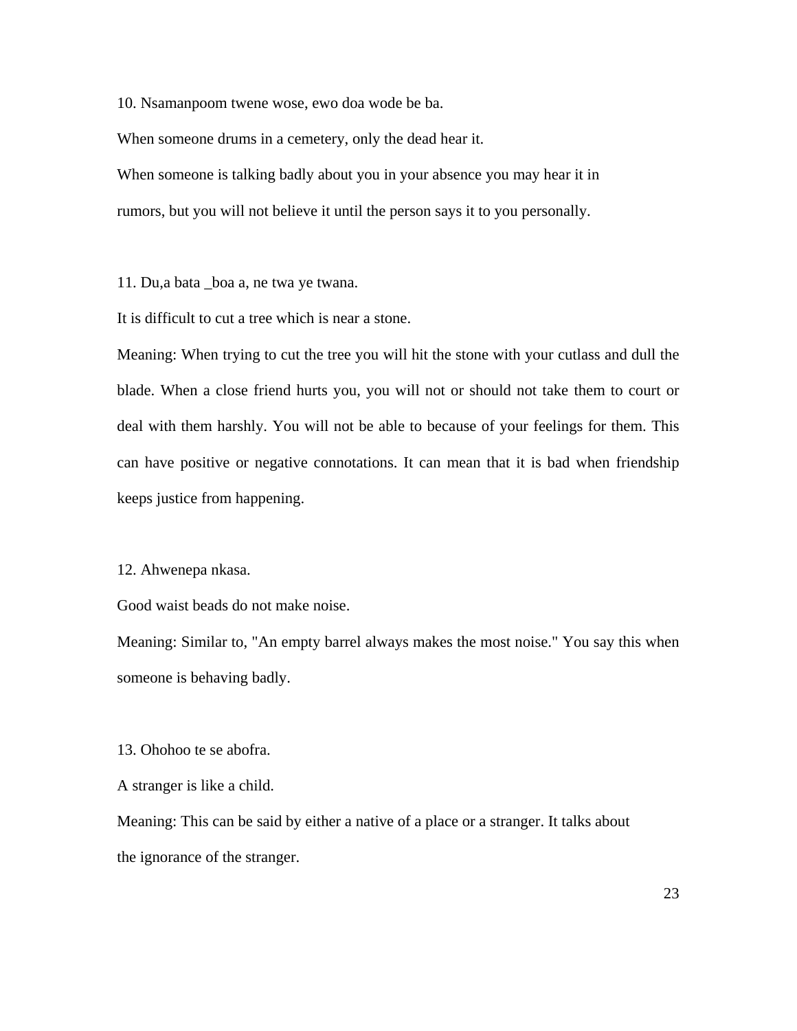10. Nsamanpoom twene wose, ewo doa wode be ba.

When someone drums in a cemetery, only the dead hear it.

When someone is talking badly about you in your absence you may hear it in rumors, but you will not believe it until the person says it to you personally.

11. Du,a bata _boa a, ne twa ye twana.

It is difficult to cut a tree which is near a stone.

Meaning: When trying to cut the tree you will hit the stone with your cutlass and dull the blade. When a close friend hurts you, you will not or should not take them to court or deal with them harshly. You will not be able to because of your feelings for them. This can have positive or negative connotations. It can mean that it is bad when friendship keeps justice from happening.

12. Ahwenepa nkasa.

Good waist beads do not make noise.

Meaning: Similar to, "An empty barrel always makes the most noise." You say this when someone is behaving badly.

13. Ohohoo te se abofra.

A stranger is like a child.

Meaning: This can be said by either a native of a place or a stranger. It talks about the ignorance of the stranger.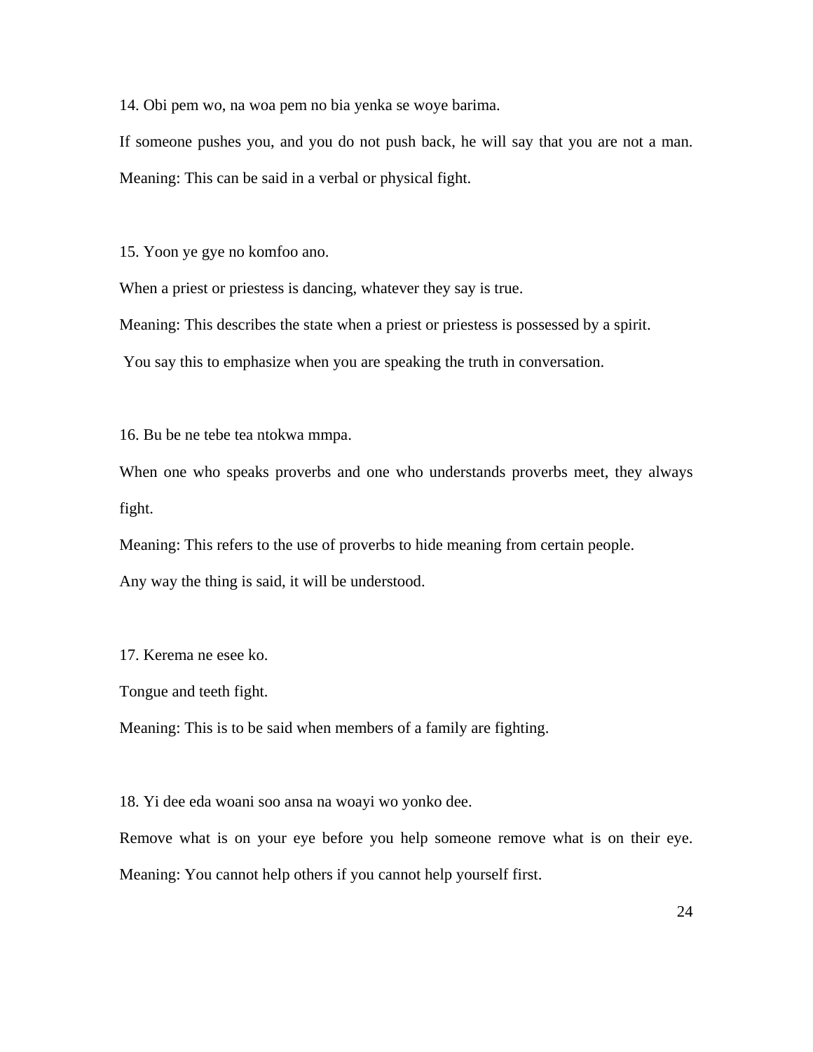14. Obi pem wo, na woa pem no bia yenka se woye barima.

If someone pushes you, and you do not push back, he will say that you are not a man. Meaning: This can be said in a verbal or physical fight.

15. Yoon ye gye no komfoo ano.

When a priest or priestess is dancing, whatever they say is true.

Meaning: This describes the state when a priest or priestess is possessed by a spirit.

You say this to emphasize when you are speaking the truth in conversation.

16. Bu be ne tebe tea ntokwa mmpa.

When one who speaks proverbs and one who understands proverbs meet, they always fight.

Meaning: This refers to the use of proverbs to hide meaning from certain people.

Any way the thing is said, it will be understood.

17. Kerema ne esee ko.

Tongue and teeth fight.

Meaning: This is to be said when members of a family are fighting.

18. Yi dee eda woani soo ansa na woayi wo yonko dee.

Remove what is on your eye before you help someone remove what is on their eye. Meaning: You cannot help others if you cannot help yourself first.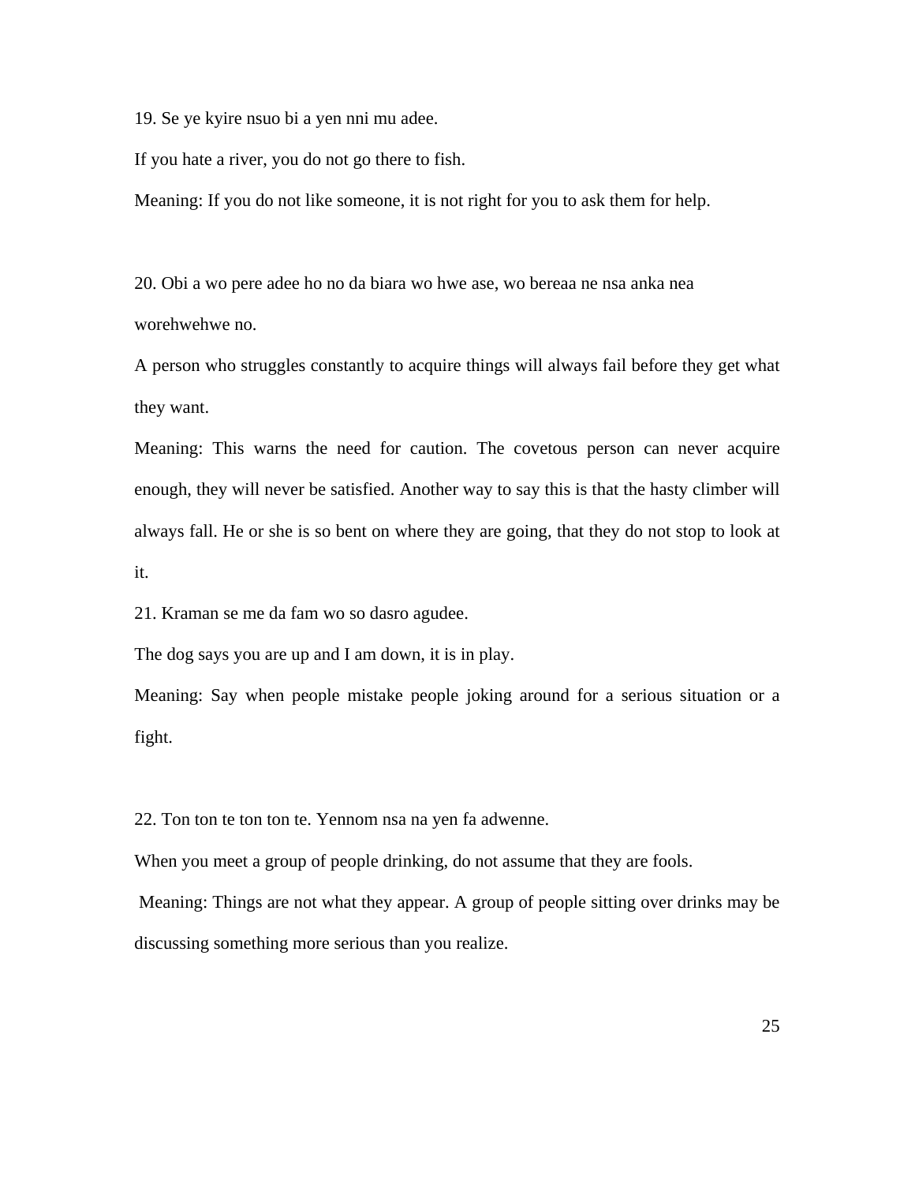19. Se ye kyire nsuo bi a yen nni mu adee.

If you hate a river, you do not go there to fish.

Meaning: If you do not like someone, it is not right for you to ask them for help.

20. Obi a wo pere adee ho no da biara wo hwe ase, wo bereaa ne nsa anka nea worehwehwe no.

A person who struggles constantly to acquire things will always fail before they get what they want.

Meaning: This warns the need for caution. The covetous person can never acquire enough, they will never be satisfied. Another way to say this is that the hasty climber will always fall. He or she is so bent on where they are going, that they do not stop to look at it.

21. Kraman se me da fam wo so dasro agudee.

The dog says you are up and I am down, it is in play.

Meaning: Say when people mistake people joking around for a serious situation or a fight.

22. Ton ton te ton ton te. Yennom nsa na yen fa adwenne.

When you meet a group of people drinking, do not assume that they are fools.

Meaning: Things are not what they appear. A group of people sitting over drinks may be discussing something more serious than you realize.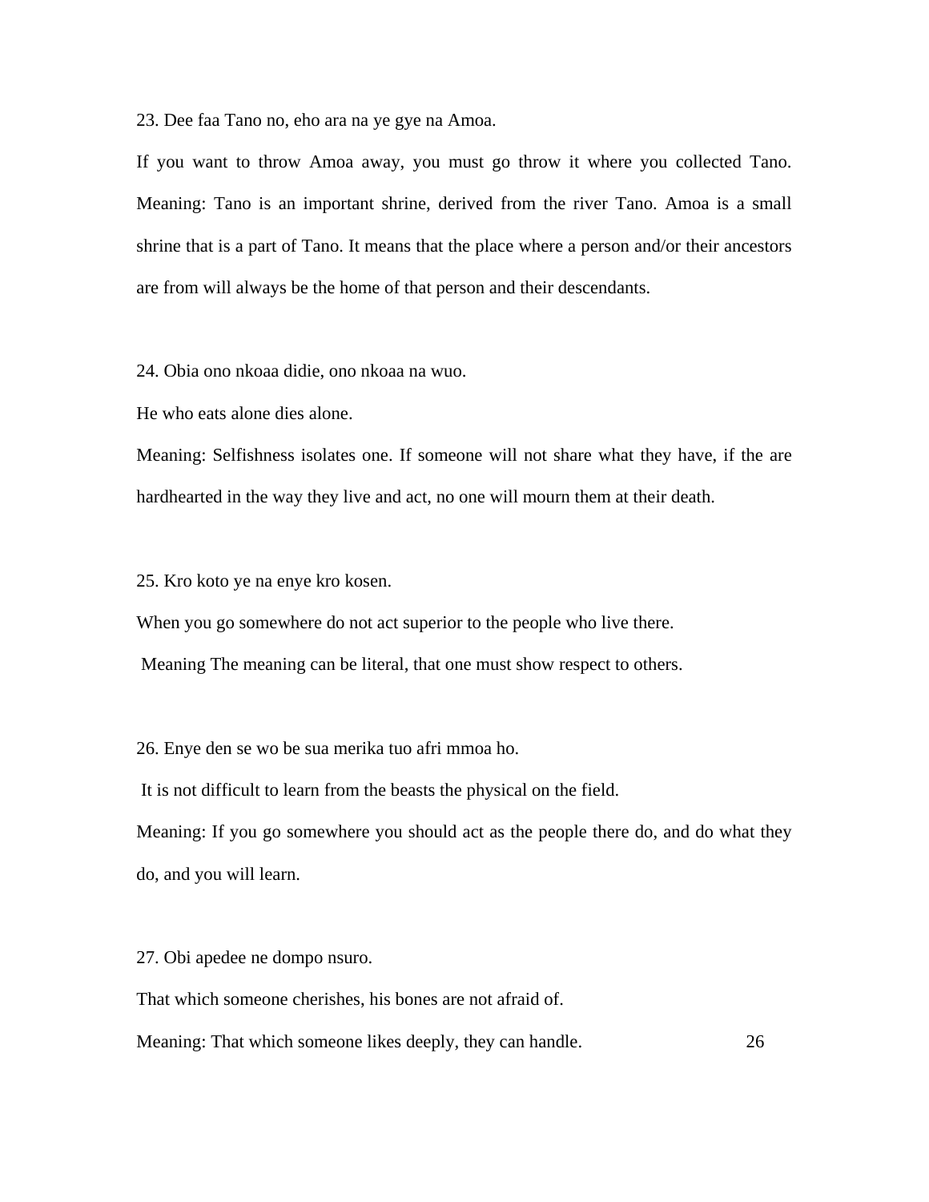23. Dee faa Tano no, eho ara na ye gye na Amoa.

If you want to throw Amoa away, you must go throw it where you collected Tano. Meaning: Tano is an important shrine, derived from the river Tano. Amoa is a small shrine that is a part of Tano. It means that the place where a person and/or their ancestors are from will always be the home of that person and their descendants.

24. Obia ono nkoaa didie, ono nkoaa na wuo.

He who eats alone dies alone.

Meaning: Selfishness isolates one. If someone will not share what they have, if the are hardhearted in the way they live and act, no one will mourn them at their death.

25. Kro koto ye na enye kro kosen.

When you go somewhere do not act superior to the people who live there.

Meaning The meaning can be literal, that one must show respect to others.

26. Enye den se wo be sua merika tuo afri mmoa ho.

It is not difficult to learn from the beasts the physical on the field.

Meaning: If you go somewhere you should act as the people there do, and do what they do, and you will learn.

27. Obi apedee ne dompo nsuro.

That which someone cherishes, his bones are not afraid of.

Meaning: That which someone likes deeply, they can handle.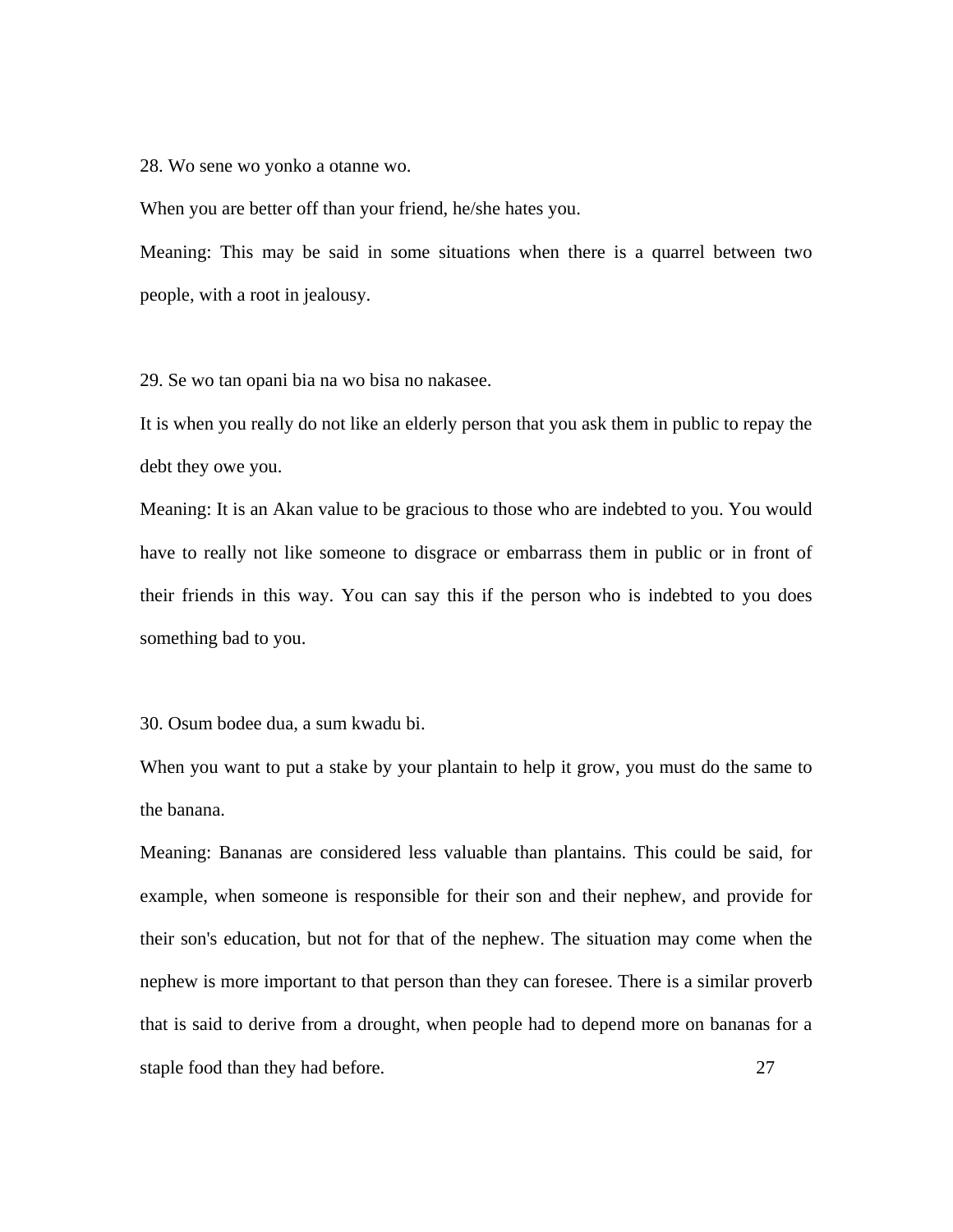28. Wo sene wo yonko a otanne wo.

When you are better off than your friend, he/she hates you.

Meaning: This may be said in some situations when there is a quarrel between two people, with a root in jealousy.

29. Se wo tan opani bia na wo bisa no nakasee.

It is when you really do not like an elderly person that you ask them in public to repay the debt they owe you.

Meaning: It is an Akan value to be gracious to those who are indebted to you. You would have to really not like someone to disgrace or embarrass them in public or in front of their friends in this way. You can say this if the person who is indebted to you does something bad to you.

30. Osum bodee dua, a sum kwadu bi.

When you want to put a stake by your plantain to help it grow, you must do the same to the banana.

Meaning: Bananas are considered less valuable than plantains. This could be said, for example, when someone is responsible for their son and their nephew, and provide for their son's education, but not for that of the nephew. The situation may come when the nephew is more important to that person than they can foresee. There is a similar proverb that is said to derive from a drought, when people had to depend more on bananas for a staple food than they had before.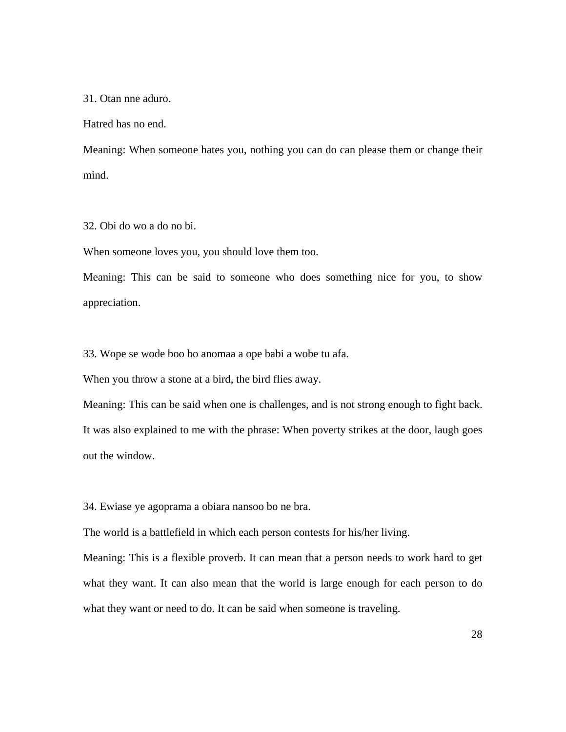31. Otan nne aduro.

Hatred has no end.

Meaning: When someone hates you, nothing you can do can please them or change their mind.

32. Obi do wo a do no bi.

When someone loves you, you should love them too.

Meaning: This can be said to someone who does something nice for you, to show appreciation.

33. Wope se wode boo bo anomaa a ope babi a wobe tu afa.

When you throw a stone at a bird, the bird flies away.

Meaning: This can be said when one is challenges, and is not strong enough to fight back. It was also explained to me with the phrase: When poverty strikes at the door, laugh goes out the window.

34. Ewiase ye agoprama a obiara nansoo bo ne bra.

The world is a battlefield in which each person contests for his/her living.

Meaning: This is a flexible proverb. It can mean that a person needs to work hard to get what they want. It can also mean that the world is large enough for each person to do what they want or need to do. It can be said when someone is traveling.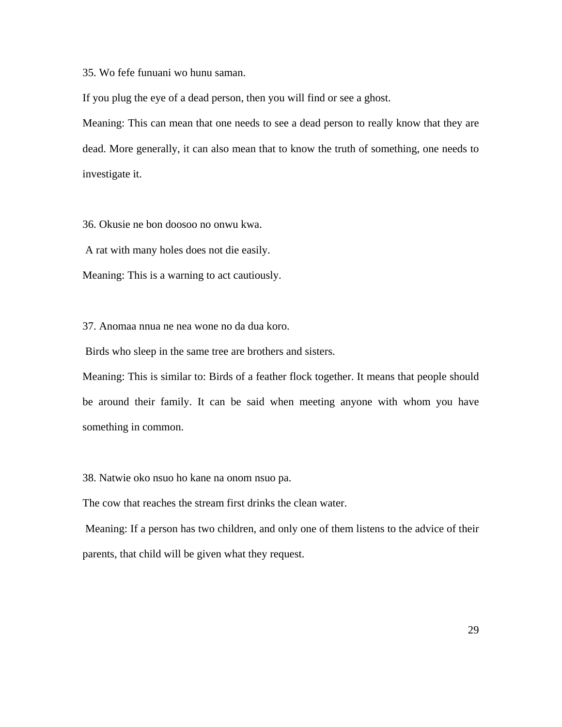35. Wo fefe funuani wo hunu saman.

If you plug the eye of a dead person, then you will find or see a ghost.

Meaning: This can mean that one needs to see a dead person to really know that they are dead. More generally, it can also mean that to know the truth of something, one needs to investigate it.

36. Okusie ne bon doosoo no onwu kwa.

A rat with many holes does not die easily.

Meaning: This is a warning to act cautiously.

37. Anomaa nnua ne nea wone no da dua koro.

Birds who sleep in the same tree are brothers and sisters.

Meaning: This is similar to: Birds of a feather flock together. It means that people should be around their family. It can be said when meeting anyone with whom you have something in common.

38. Natwie oko nsuo ho kane na onom nsuo pa.

The cow that reaches the stream first drinks the clean water.

Meaning: If a person has two children, and only one of them listens to the advice of their parents, that child will be given what they request.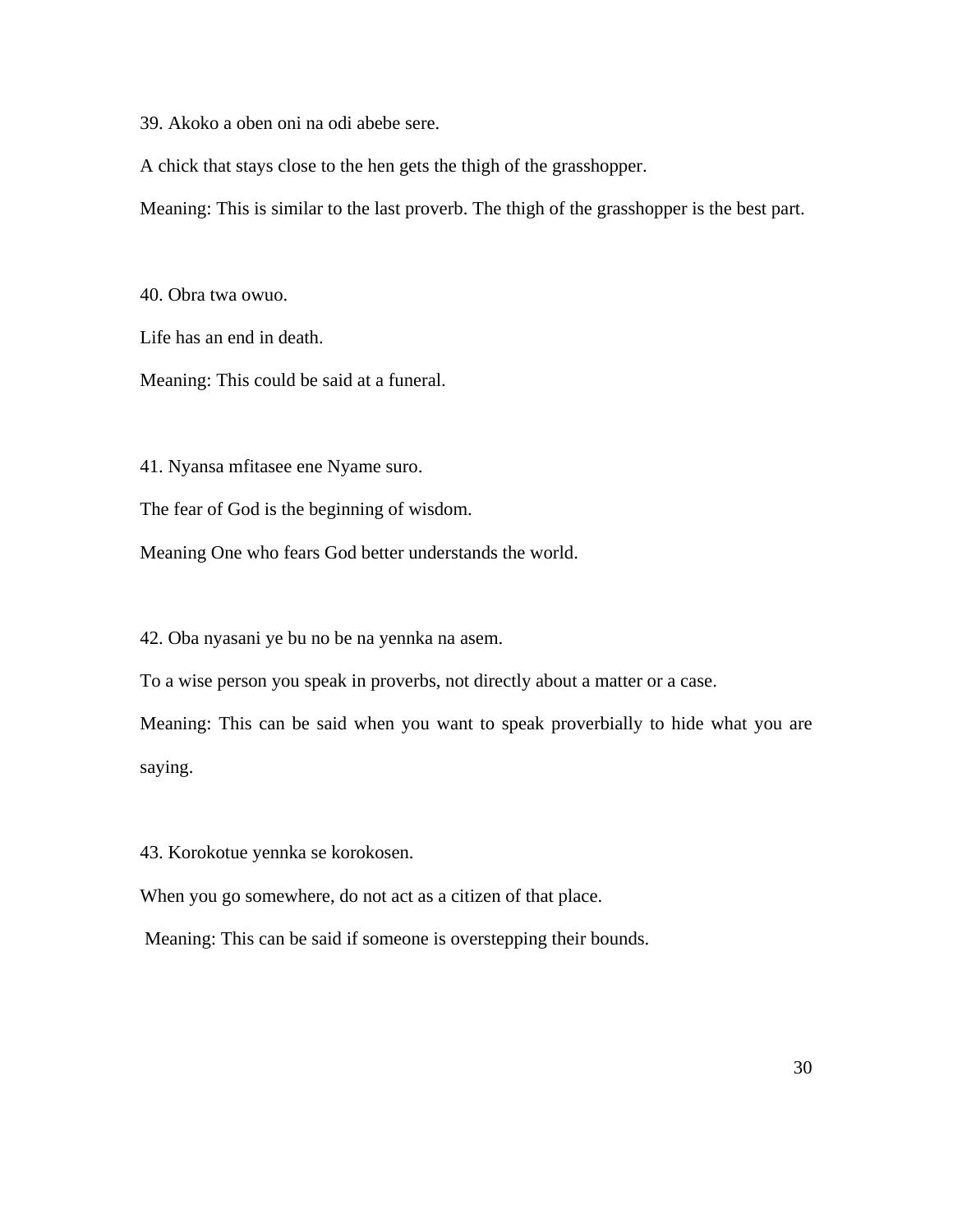39. Akoko a oben oni na odi abebe sere.

A chick that stays close to the hen gets the thigh of the grasshopper.

Meaning: This is similar to the last proverb. The thigh of the grasshopper is the best part.

40. Obra twa owuo.

Life has an end in death.

Meaning: This could be said at a funeral.

41. Nyansa mfitasee ene Nyame suro.

The fear of God is the beginning of wisdom.

Meaning One who fears God better understands the world.

42. Oba nyasani ye bu no be na yennka na asem.

To a wise person you speak in proverbs, not directly about a matter or a case.

Meaning: This can be said when you want to speak proverbially to hide what you are saying.

43. Korokotue yennka se korokosen.

When you go somewhere, do not act as a citizen of that place.

Meaning: This can be said if someone is overstepping their bounds.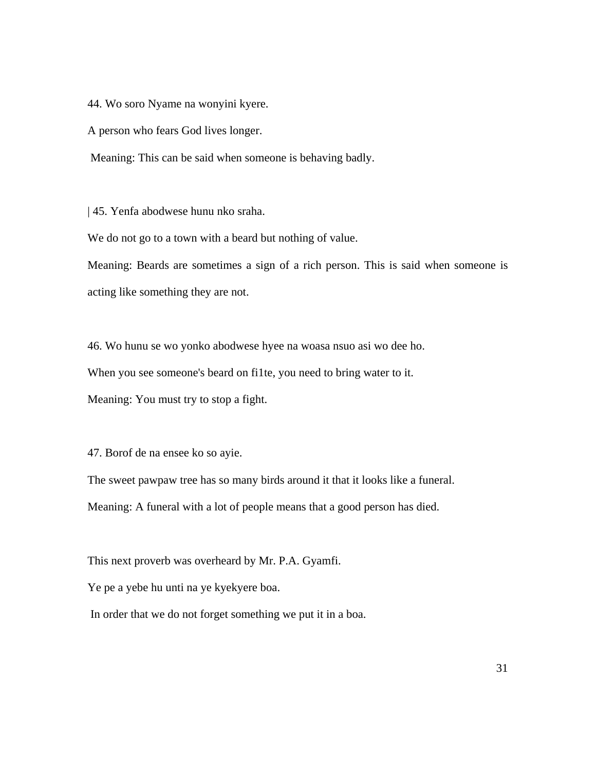44. Wo soro Nyame na wonyini kyere.

A person who fears God lives longer.

Meaning: This can be said when someone is behaving badly.

| 45. Yenfa abodwese hunu nko sraha.

We do not go to a town with a beard but nothing of value.

Meaning: Beards are sometimes a sign of a rich person. This is said when someone is acting like something they are not.

46. Wo hunu se wo yonko abodwese hyee na woasa nsuo asi wo dee ho.

When you see someone's beard on fi1te, you need to bring water to it.

Meaning: You must try to stop a fight.

47. Borof de na ensee ko so ayie.

The sweet pawpaw tree has so many birds around it that it looks like a funeral.

Meaning: A funeral with a lot of people means that a good person has died.

This next proverb was overheard by Mr. P.A. Gyamfi.

Ye pe a yebe hu unti na ye kyekyere boa.

In order that we do not forget something we put it in a boa.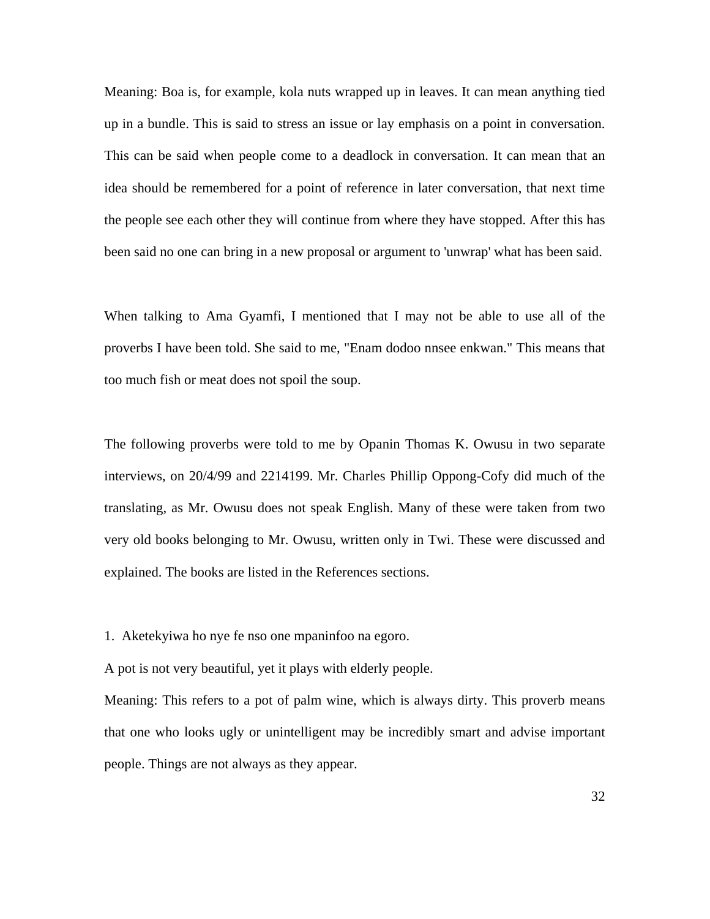Meaning: Boa is, for example, kola nuts wrapped up in leaves. It can mean anything tied up in a bundle. This is said to stress an issue or lay emphasis on a point in conversation. This can be said when people come to a deadlock in conversation. It can mean that an idea should be remembered for a point of reference in later conversation, that next time the people see each other they will continue from where they have stopped. After this has been said no one can bring in a new proposal or argument to 'unwrap' what has been said.

When talking to Ama Gyamfi, I mentioned that I may not be able to use all of the proverbs I have been told. She said to me, "Enam dodoo nnsee enkwan." This means that too much fish or meat does not spoil the soup.

The following proverbs were told to me by Opanin Thomas K. Owusu in two separate interviews, on 20/4/99 and 2214199. Mr. Charles Phillip Oppong-Cofy did much of the translating, as Mr. Owusu does not speak English. Many of these were taken from two very old books belonging to Mr. Owusu, written only in Twi. These were discussed and explained. The books are listed in the References sections.

1. Aketekyiwa ho nye fe nso one mpaninfoo na egoro.

A pot is not very beautiful, yet it plays with elderly people.

Meaning: This refers to a pot of palm wine, which is always dirty. This proverb means that one who looks ugly or unintelligent may be incredibly smart and advise important people. Things are not always as they appear.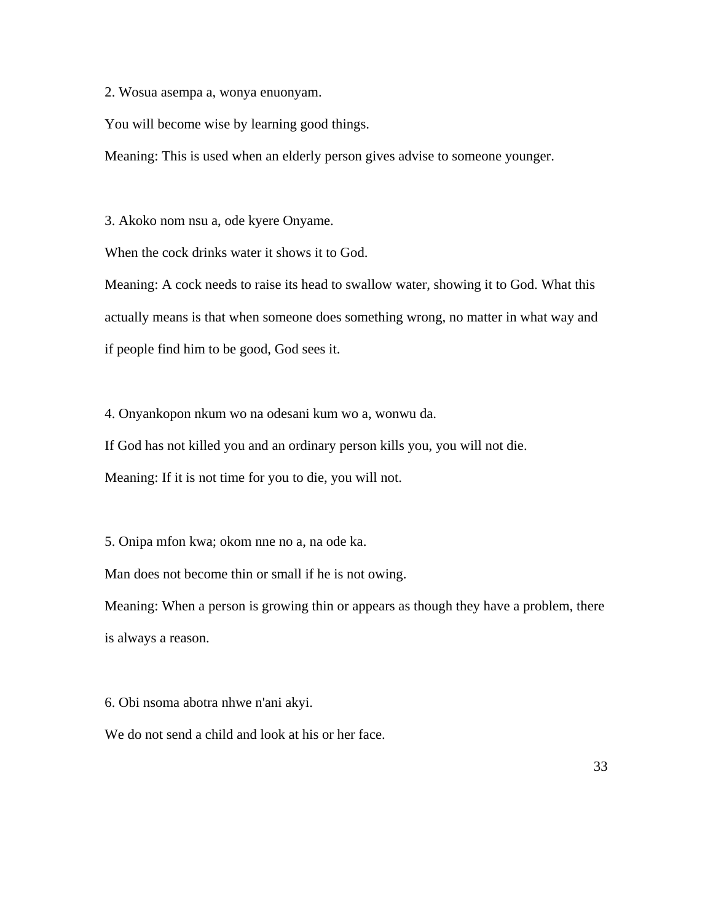2. Wosua asempa a, wonya enuonyam.

You will become wise by learning good things.

Meaning: This is used when an elderly person gives advise to someone younger.

3. Akoko nom nsu a, ode kyere Onyame.

When the cock drinks water it shows it to God.

Meaning: A cock needs to raise its head to swallow water, showing it to God. What this actually means is that when someone does something wrong, no matter in what way and if people find him to be good, God sees it.

4. Onyankopon nkum wo na odesani kum wo a, wonwu da.

If God has not killed you and an ordinary person kills you, you will not die.

Meaning: If it is not time for you to die, you will not.

5. Onipa mfon kwa; okom nne no a, na ode ka.

Man does not become thin or small if he is not owing.

Meaning: When a person is growing thin or appears as though they have a problem, there is always a reason.

6. Obi nsoma abotra nhwe n'ani akyi.

We do not send a child and look at his or her face.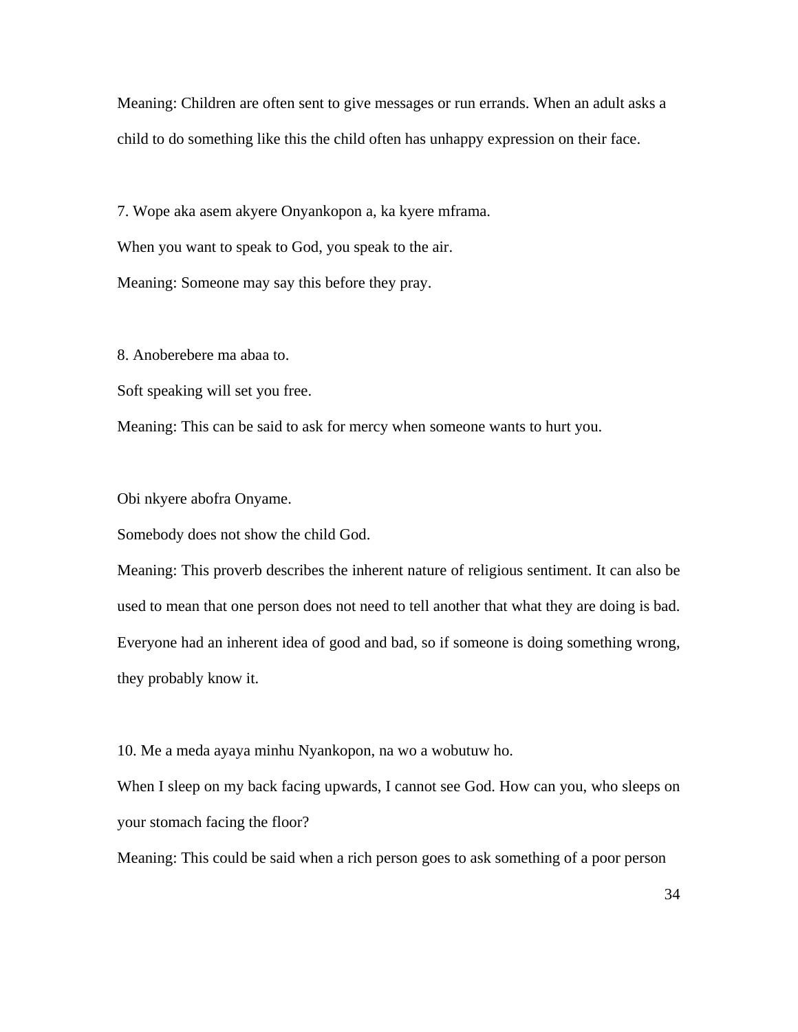Meaning: Children are often sent to give messages or run errands. When an adult asks a child to do something like this the child often has unhappy expression on their face.

7. Wope aka asem akyere Onyankopon a, ka kyere mframa.

When you want to speak to God, you speak to the air.

Meaning: Someone may say this before they pray.

8. Anoberebere ma abaa to.

Soft speaking will set you free.

Meaning: This can be said to ask for mercy when someone wants to hurt you.

Obi nkyere abofra Onyame.

Somebody does not show the child God.

Meaning: This proverb describes the inherent nature of religious sentiment. It can also be used to mean that one person does not need to tell another that what they are doing is bad. Everyone had an inherent idea of good and bad, so if someone is doing something wrong, they probably know it.

10. Me a meda ayaya minhu Nyankopon, na wo a wobutuw ho.

When I sleep on my back facing upwards, I cannot see God. How can you, who sleeps on your stomach facing the floor?

Meaning: This could be said when a rich person goes to ask something of a poor person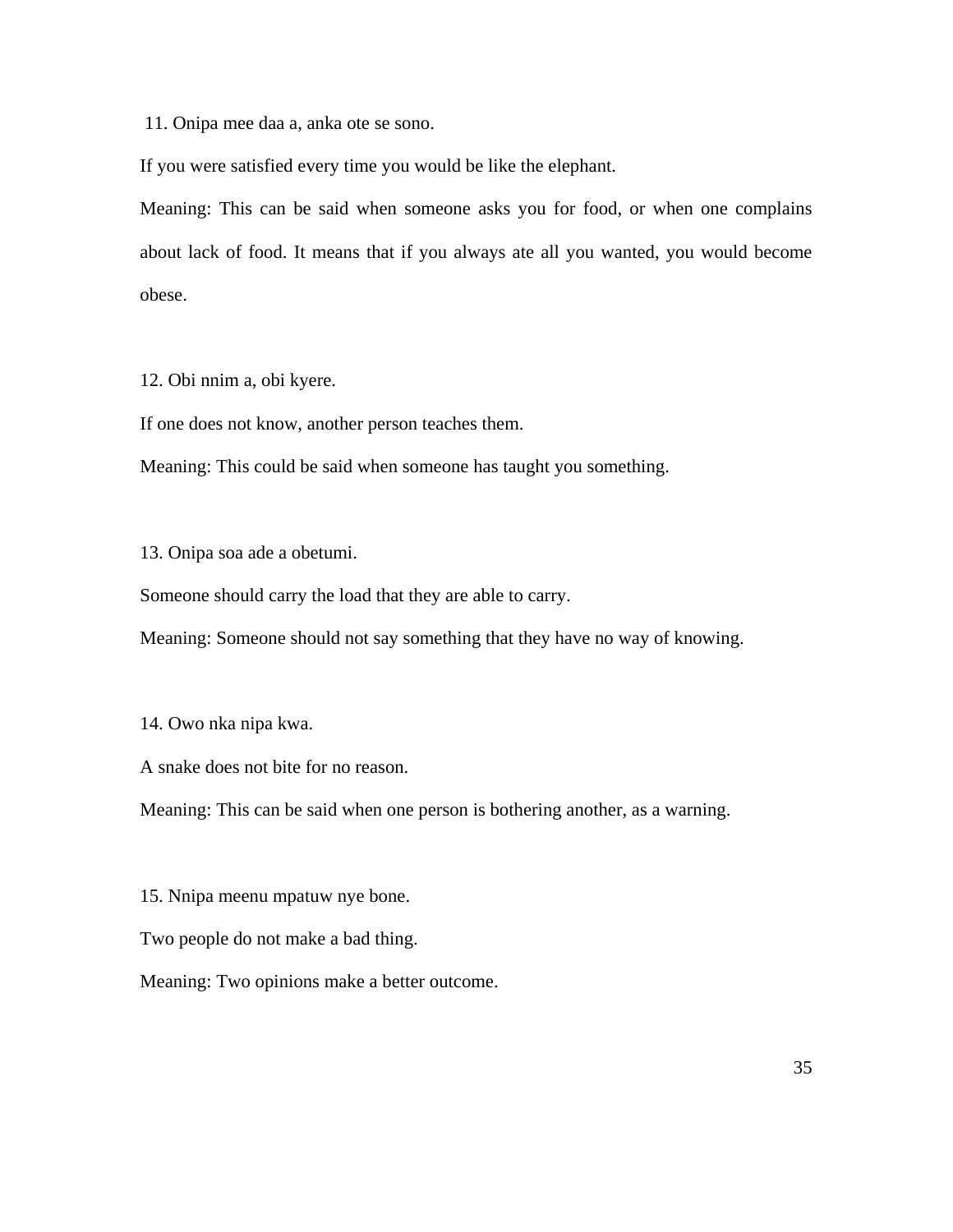11. Onipa mee daa a, anka ote se sono.

If you were satisfied every time you would be like the elephant.

Meaning: This can be said when someone asks you for food, or when one complains about lack of food. It means that if you always ate all you wanted, you would become obese.

12. Obi nnim a, obi kyere.

If one does not know, another person teaches them.

Meaning: This could be said when someone has taught you something.

13. Onipa soa ade a obetumi.

Someone should carry the load that they are able to carry.

Meaning: Someone should not say something that they have no way of knowing.

14. Owo nka nipa kwa.

A snake does not bite for no reason.

Meaning: This can be said when one person is bothering another, as a warning.

15. Nnipa meenu mpatuw nye bone.

Two people do not make a bad thing.

Meaning: Two opinions make a better outcome.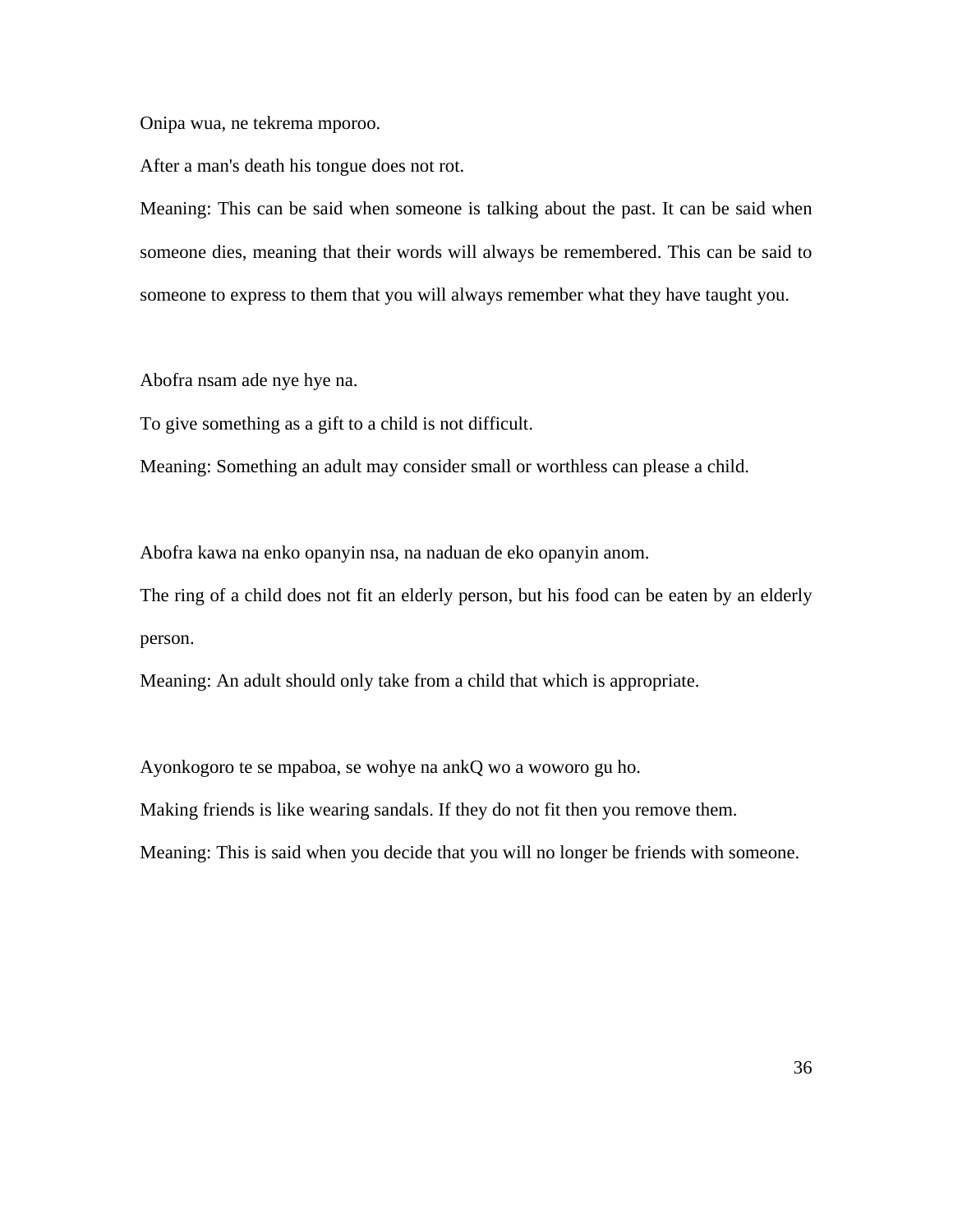Onipa wua, ne tekrema mporoo.

After a man's death his tongue does not rot.

Meaning: This can be said when someone is talking about the past. It can be said when someone dies, meaning that their words will always be remembered. This can be said to someone to express to them that you will always remember what they have taught you.

Abofra nsam ade nye hye na.

To give something as a gift to a child is not difficult.

Meaning: Something an adult may consider small or worthless can please a child.

Abofra kawa na enko opanyin nsa, na naduan de eko opanyin anom.

The ring of a child does not fit an elderly person, but his food can be eaten by an elderly person.

Meaning: An adult should only take from a child that which is appropriate.

Ayonkogoro te se mpaboa, se wohye na ankQ wo a woworo gu ho.

Making friends is like wearing sandals. If they do not fit then you remove them.

Meaning: This is said when you decide that you will no longer be friends with someone.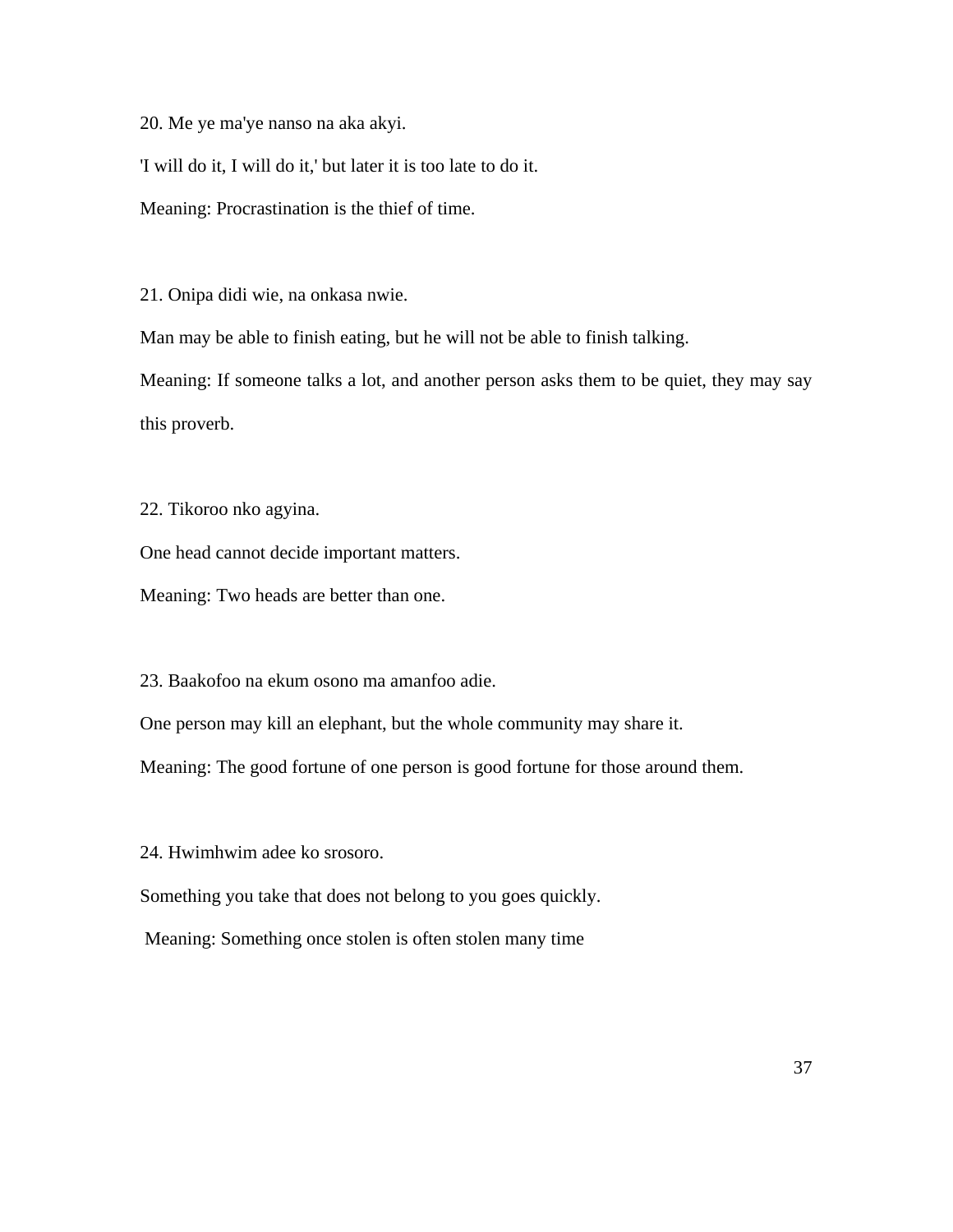20. Me ye ma'ye nanso na aka akyi.

'I will do it, I will do it,' but later it is too late to do it.

Meaning: Procrastination is the thief of time.

21. Onipa didi wie, na onkasa nwie.

Man may be able to finish eating, but he will not be able to finish talking.

Meaning: If someone talks a lot, and another person asks them to be quiet, they may say this proverb.

22. Tikoroo nko agyina.

One head cannot decide important matters.

Meaning: Two heads are better than one.

23. Baakofoo na ekum osono ma amanfoo adie.

One person may kill an elephant, but the whole community may share it.

Meaning: The good fortune of one person is good fortune for those around them.

24. Hwimhwim adee ko srosoro.

Something you take that does not belong to you goes quickly.

Meaning: Something once stolen is often stolen many time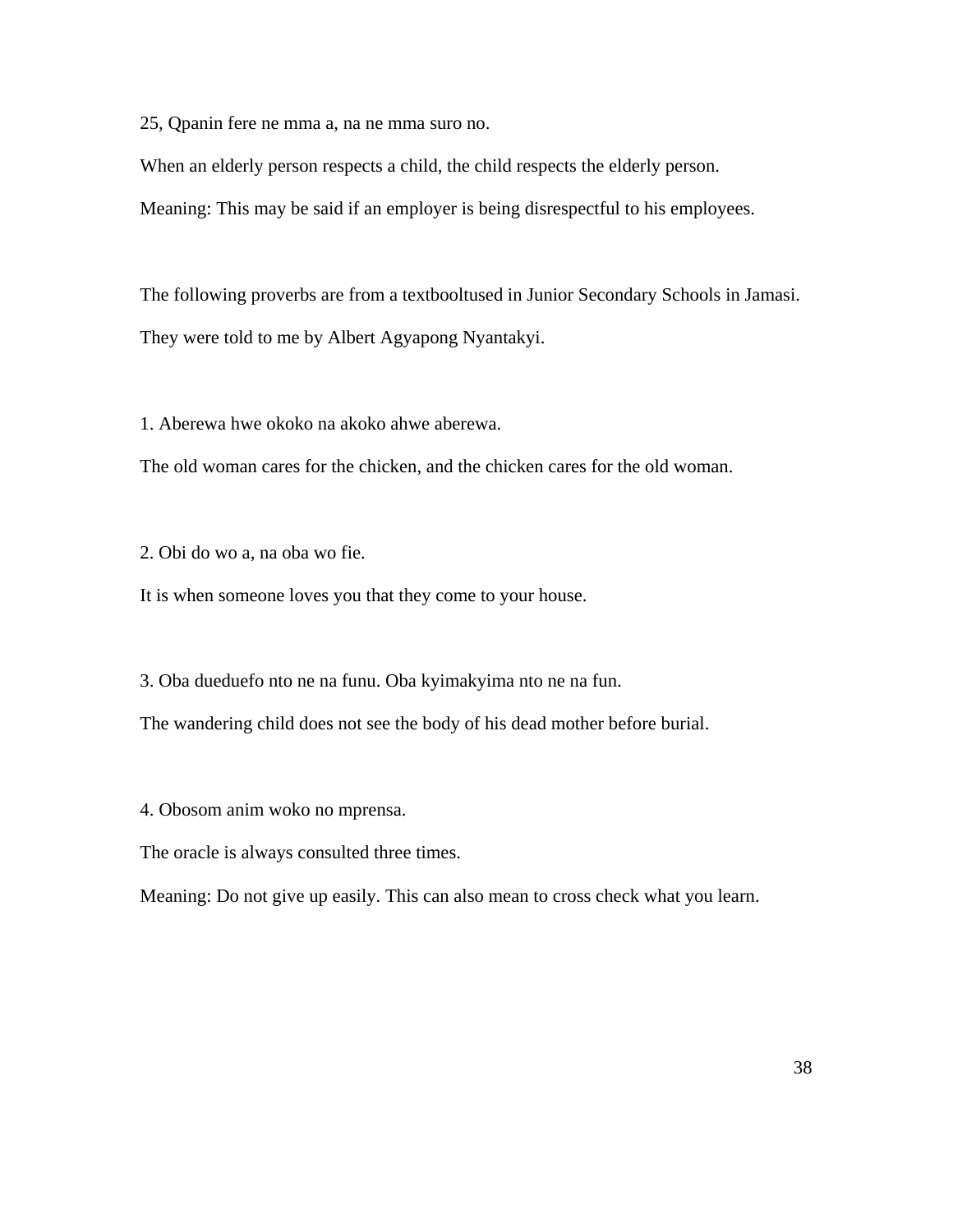25, Qpanin fere ne mma a, na ne mma suro no.

When an elderly person respects a child, the child respects the elderly person.

Meaning: This may be said if an employer is being disrespectful to his employees.

The following proverbs are from a textbooltused in Junior Secondary Schools in Jamasi. They were told to me by Albert Agyapong Nyantakyi.

1. Aberewa hwe okoko na akoko ahwe aberewa.

The old woman cares for the chicken, and the chicken cares for the old woman.

2. Obi do wo a, na oba wo fie.

It is when someone loves you that they come to your house.

3. Oba dueduefo nto ne na funu. Oba kyimakyima nto ne na fun.

The wandering child does not see the body of his dead mother before burial.

4. Obosom anim woko no mprensa.

The oracle is always consulted three times.

Meaning: Do not give up easily. This can also mean to cross check what you learn.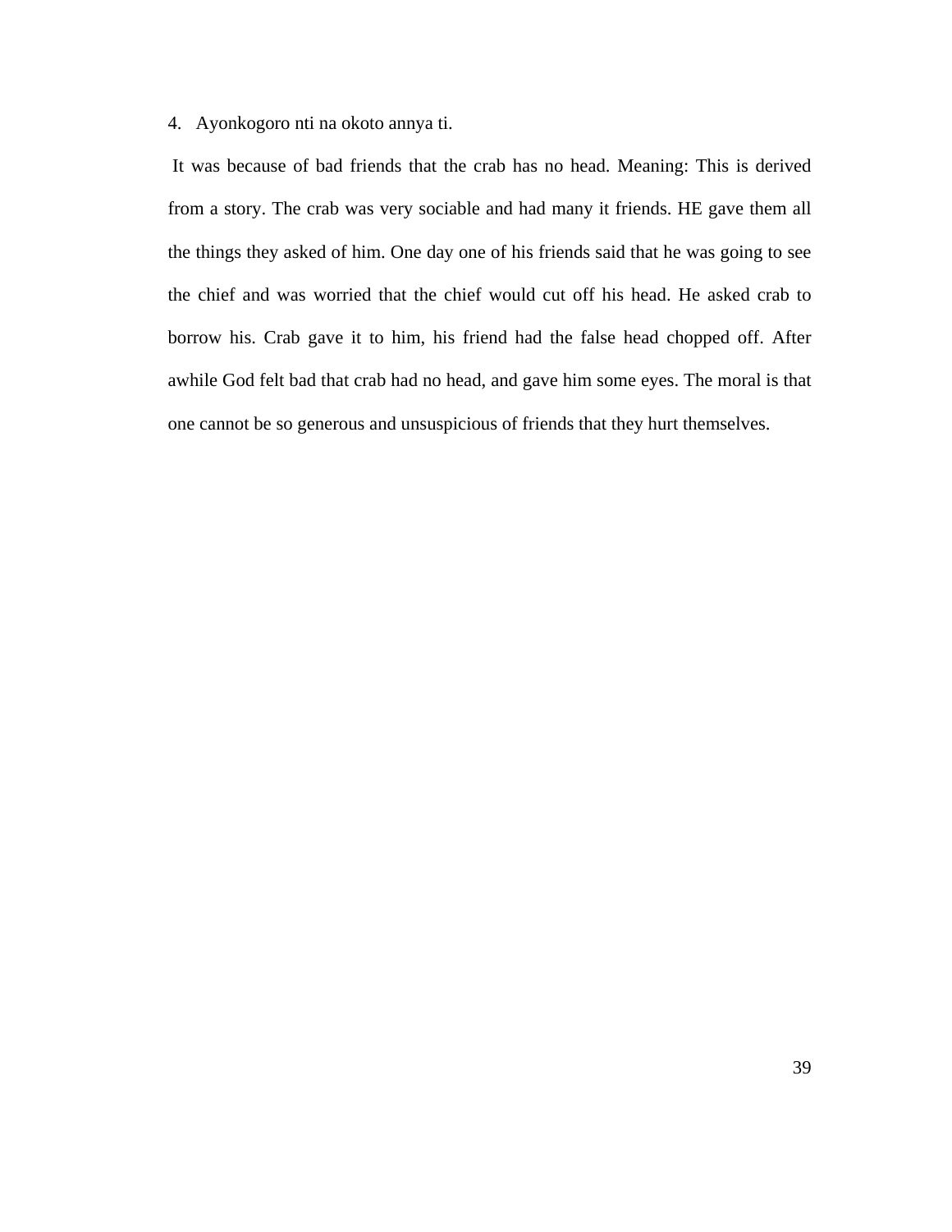4. Ayonkogoro nti na okoto annya ti.

It was because of bad friends that the crab has no head. Meaning: This is derived from a story. The crab was very sociable and had many it friends. HE gave them all the things they asked of him. One day one of his friends said that he was going to see the chief and was worried that the chief would cut off his head. He asked crab to borrow his. Crab gave it to him, his friend had the false head chopped off. After awhile God felt bad that crab had no head, and gave him some eyes. The moral is that one cannot be so generous and unsuspicious of friends that they hurt themselves.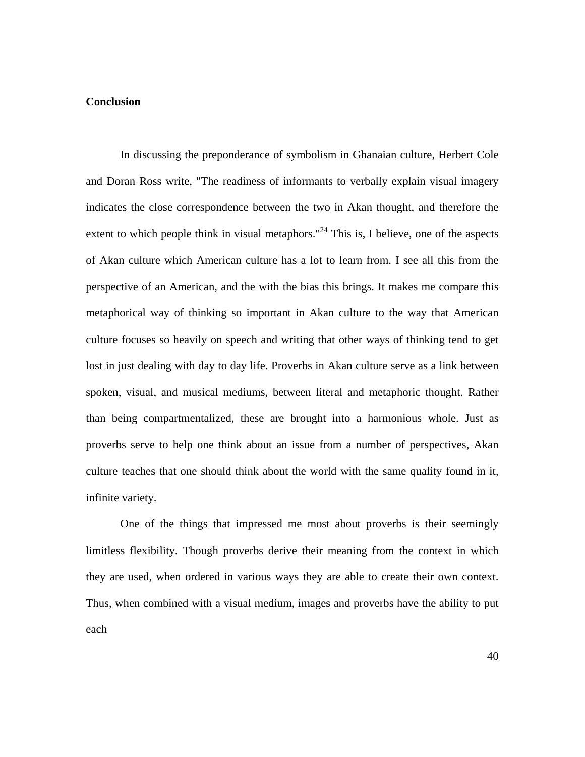## Conclusion

In discussing the preponderance of symbolism in Ghanaian culture, Herbert Cole and Doran Ross write, "The readiness of informants to verbally explain visual imagery indicates the close correspondence between the two in Akan thought, and therefore the extent to which people think in visual metaphors."[24] This is, I believe, one of the aspects of Akan culture which American culture has a lot to learn from. I see all this from the perspective of an American, and the with the bias this brings. It makes me compare this metaphorical way of thinking so important in Akan culture to the way that American culture focuses so heavily on speech and writing that other ways of thinking tend to get lost in just dealing with day to day life. Proverbs in Akan culture serve as a link between spoken, visual, and musical mediums, between literal and metaphoric thought. Rather than being compartmentalized, these are brought into a harmonious whole. Just as proverbs serve to help one think about an issue from a number of perspectives, Akan culture teaches that one should think about the world with the same quality found in it, infinite variety.

One of the things that impressed me most about proverbs is their seemingly limitless flexibility. Though proverbs derive their meaning from the context in which they are used, when ordered in various ways they are able to create their own context. Thus, when combined with a visual medium, images and proverbs have the ability to put each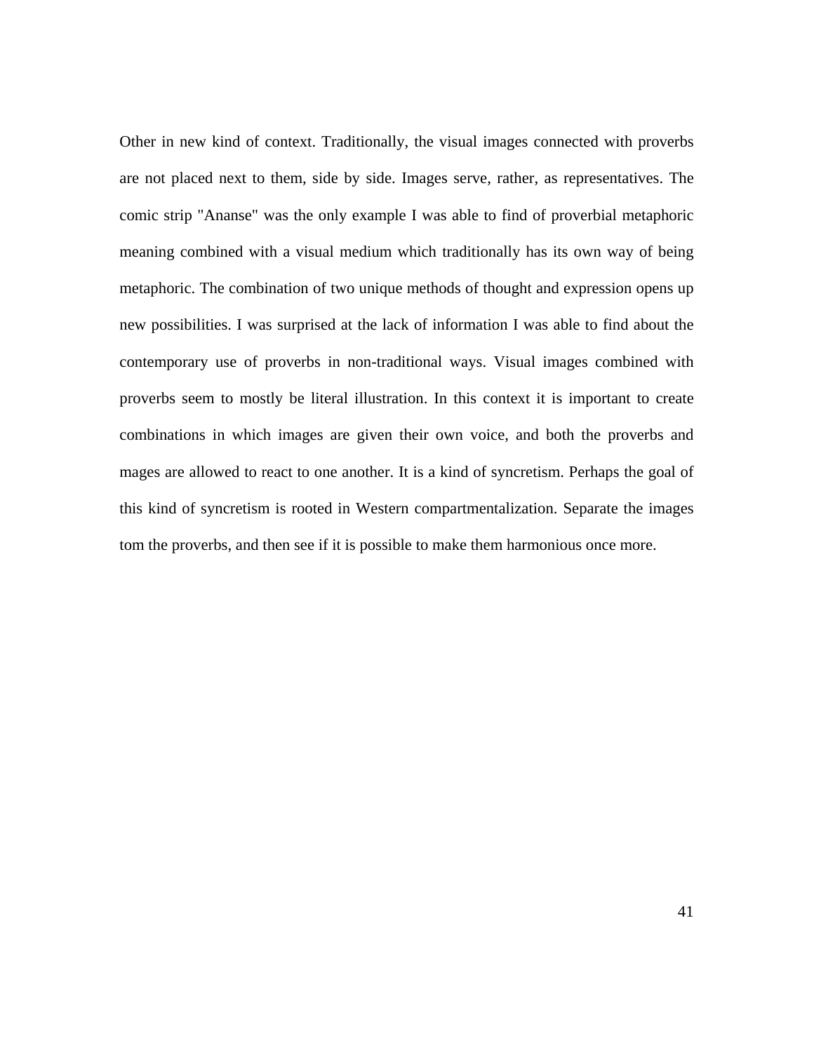Other in new kind of context. Traditionally, the visual images connected with proverbs are not placed next to them, side by side. Images serve, rather, as representatives. The comic strip "Ananse" was the only example I was able to find of proverbial metaphoric meaning combined with a visual medium which traditionally has its own way of being metaphoric. The combination of two unique methods of thought and expression opens up new possibilities. I was surprised at the lack of information I was able to find about the contemporary use of proverbs in non-traditional ways. Visual images combined with proverbs seem to mostly be literal illustration. In this context it is important to create combinations in which images are given their own voice, and both the proverbs and mages are allowed to react to one another. It is a kind of syncretism. Perhaps the goal of this kind of syncretism is rooted in Western compartmentalization. Separate the images tom the proverbs, and then see if it is possible to make them harmonious once more.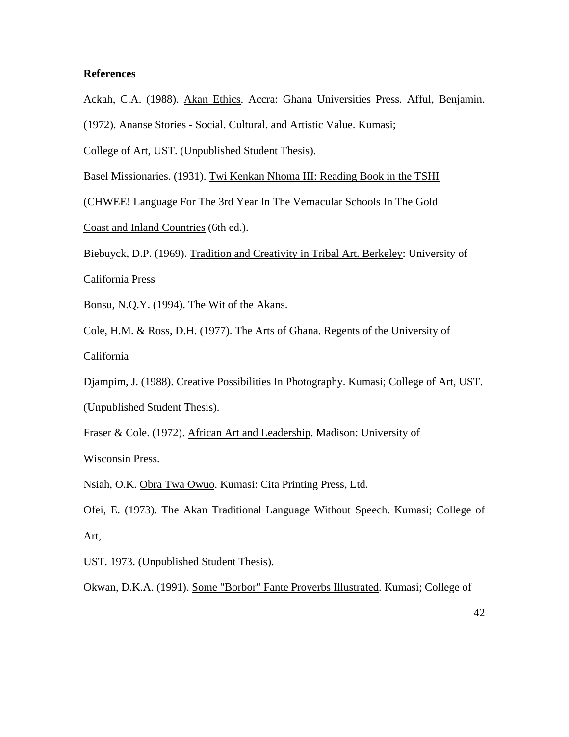**References**

Ackah, C.A. (1988). <u>Akan Ethics</u>. Accra: Ghana Universities Press. Afful, Benjamin. (1972). <u>Ananse Stories - Social. Cultural. and Artistic Value</u>. Kumasi; College of Art, UST. (Unpublished Student Thesis).

Basel Missionaries. (1931). <u>Twi Kenkan Nhoma III: Reading Book in the TSHI (CHWEE! Language For The 3rd Year In The Vernacular Schools In The Gold Coast and Inland Countries</u> (6th ed.).

Biebuyck, D.P. (1969). <u>Tradition and Creativity in Tribal Art. Berkeley</u>: University of California Press

Bonsu, N.Q.Y. (1994). <u>The Wit of the Akans.</u>

Cole, H.M. & Ross, D.H. (1977). <u>The Arts of Ghana</u>. Regents of the University of California

Djampim, J. (1988). <u>Creative Possibilities In Photography</u>. Kumasi; College of Art, UST. (Unpublished Student Thesis).

Fraser & Cole. (1972). <u>African Art and Leadership</u>. Madison: University of Wisconsin Press.

Nsiah, O.K. <u>Obra Twa Owuo</u>. Kumasi: Cita Printing Press, Ltd.

Ofei, E. (1973). <u>The Akan Traditional Language Without Speech</u>. Kumasi; College of Art, UST. 1973. (Unpublished Student Thesis).

Okwan, D.K.A. (1991). <u>Some "Borbor" Fante Proverbs Illustrated</u>. Kumasi; College of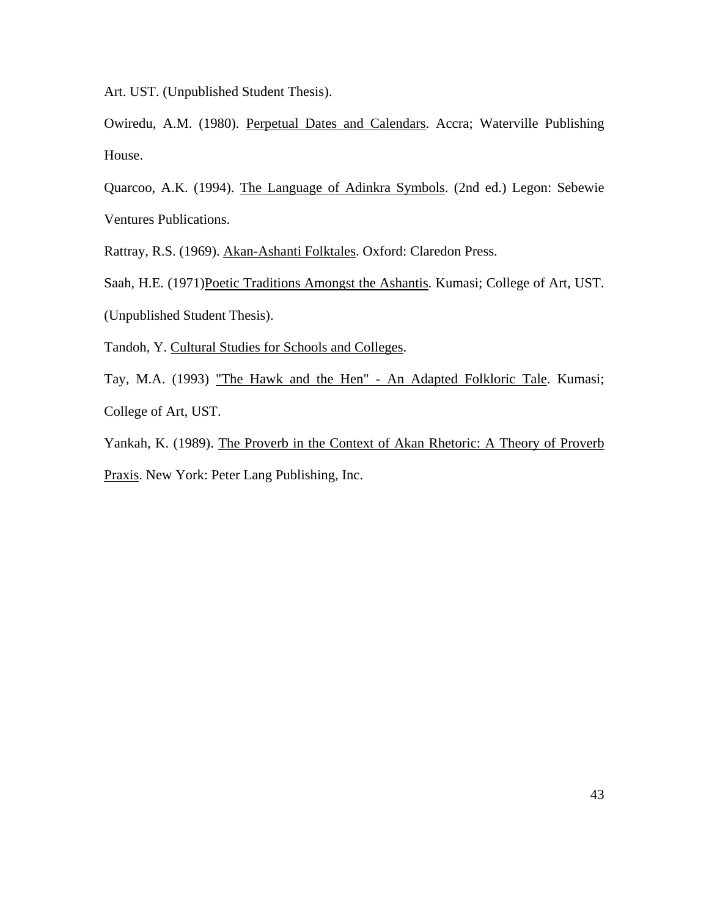Art. UST. (Unpublished Student Thesis).

Owiredu, A.M. (1980). <u>Perpetual Dates and Calendars</u>. Accra; Waterville Publishing House.

Quarcoo, A.K. (1994). <u>The Language of Adinkra Symbols</u>. (2nd ed.) Legon: Sebewie Ventures Publications.

Rattray, R.S. (1969). <u>Akan-Ashanti Folktales</u>. Oxford: Claredon Press.

Saah, H.E. (1971)<u>Poetic Traditions Amongst the Ashantis</u>. Kumasi; College of Art, UST. (Unpublished Student Thesis).

Tandoh, Y. <u>Cultural Studies for Schools and Colleges</u>.

Tay, M.A. (1993) <u>"The Hawk and the Hen" - An Adapted Folkloric Tale</u>. Kumasi; College of Art, UST.

Yankah, K. (1989). <u>The Proverb in the Context of Akan Rhetoric: A Theory of Proverb Praxis</u>. New York: Peter Lang Publishing, Inc.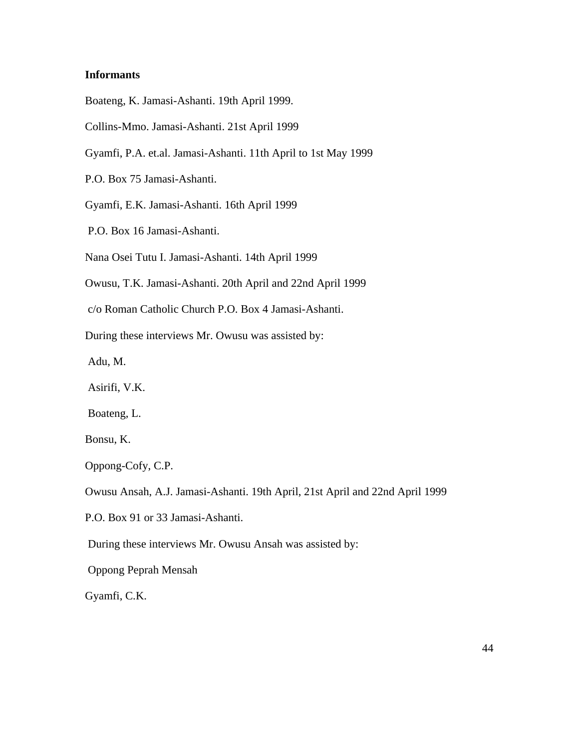**Informants**

Boateng, K. Jamasi-Ashanti. 19th April 1999.

Collins-Mmo. Jamasi-Ashanti. 21st April 1999

Gyamfi, P.A. et.al. Jamasi-Ashanti. 11th April to 1st May 1999

P.O. Box 75 Jamasi-Ashanti.

Gyamfi, E.K. Jamasi-Ashanti. 16th April 1999

P.O. Box 16 Jamasi-Ashanti.

Nana Osei Tutu I. Jamasi-Ashanti. 14th April 1999

Owusu, T.K. Jamasi-Ashanti. 20th April and 22nd April 1999

c/o Roman Catholic Church P.O. Box 4 Jamasi-Ashanti.

During these interviews Mr. Owusu was assisted by:

Adu, M.

Asirifi, V.K.

Boateng, L.

Bonsu, K.

Oppong-Cofy, C.P.

Owusu Ansah, A.J. Jamasi-Ashanti. 19th April, 21st April and 22nd April 1999

P.O. Box 91 or 33 Jamasi-Ashanti.

During these interviews Mr. Owusu Ansah was assisted by:

Oppong Peprah Mensah

Gyamfi, C.K.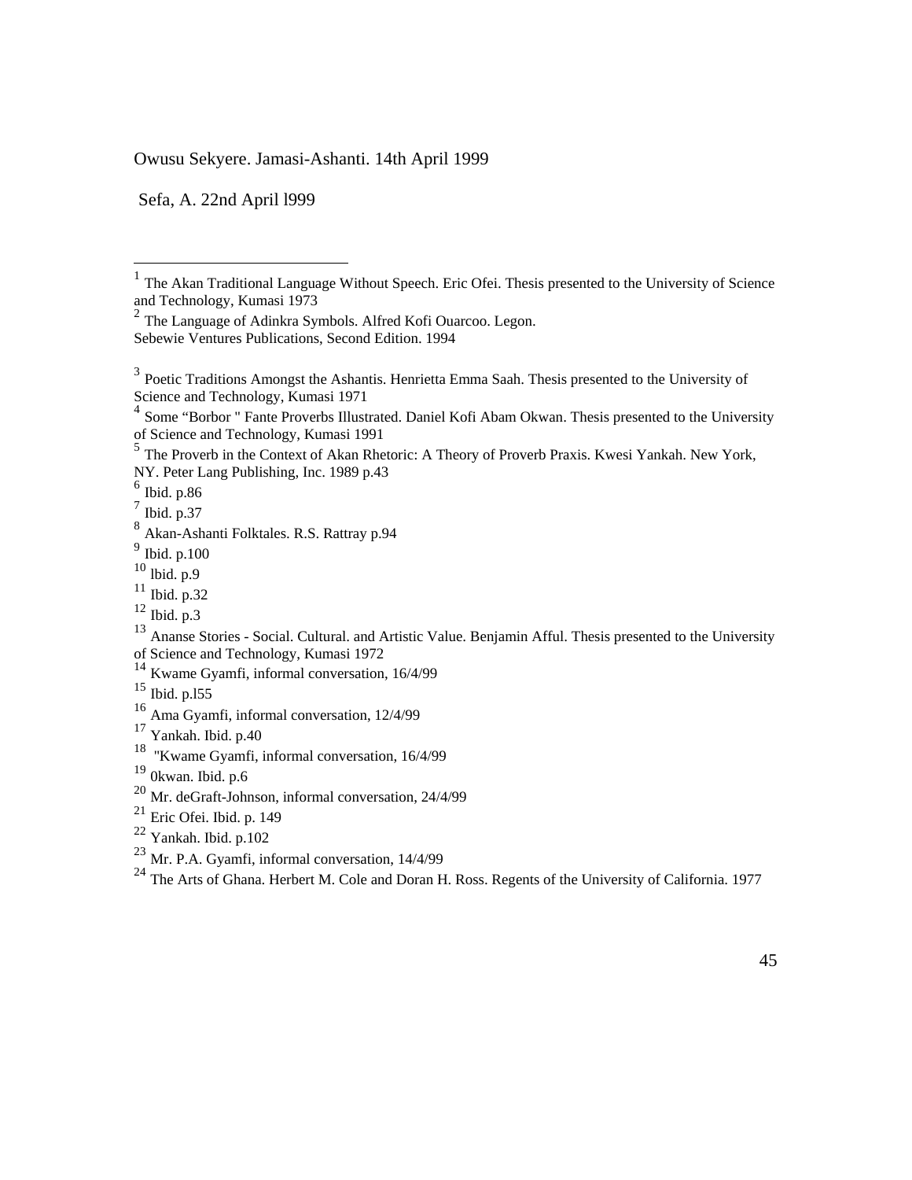Owusu Sekyere. Jamasi-Ashanti. 14th April 1999

Sefa, A. 22nd April l999

---

[1] The Akan Traditional Language Without Speech. Eric Ofei. Thesis presented to the University of Science and Technology, Kumasi 1973

[2] The Language of Adinkra Symbols. Alfred Kofi Ouarcoo. Legon.
Sebewie Ventures Publications, Second Edition. 1994

[3] Poetic Traditions Amongst the Ashantis. Henrietta Emma Saah. Thesis presented to the University of Science and Technology, Kumasi 1971

[4] Some "Borbor " Fante Proverbs Illustrated. Daniel Kofi Abam Okwan. Thesis presented to the University of Science and Technology, Kumasi 1991

[5] The Proverb in the Context of Akan Rhetoric: A Theory of Proverb Praxis. Kwesi Yankah. New York, NY. Peter Lang Publishing, Inc. 1989 p.43

[6] Ibid. p.86

[7] Ibid. p.37

[8] Akan-Ashanti Folktales. R.S. Rattray p.94

[9] Ibid. p.100

[10] lbid. p.9

[11] Ibid. p.32

[12] Ibid. p.3

[13] Ananse Stories - Social. Cultural. and Artistic Value. Benjamin Afful. Thesis presented to the University of Science and Technology, Kumasi 1972

[14] Kwame Gyamfi, informal conversation, 16/4/99

[15] Ibid. p.l55

[16] Ama Gyamfi, informal conversation, 12/4/99

[17] Yankah. Ibid. p.40

[18] "Kwame Gyamfi, informal conversation, 16/4/99

[19] 0kwan. Ibid. p.6

[20] Mr. deGraft-Johnson, informal conversation, 24/4/99

[21] Eric Ofei. Ibid. p. 149

[22] Yankah. Ibid. p.102

[23] Mr. P.A. Gyamfi, informal conversation, 14/4/99

[24] The Arts of Ghana. Herbert M. Cole and Doran H. Ross. Regents of the University of California. 1977